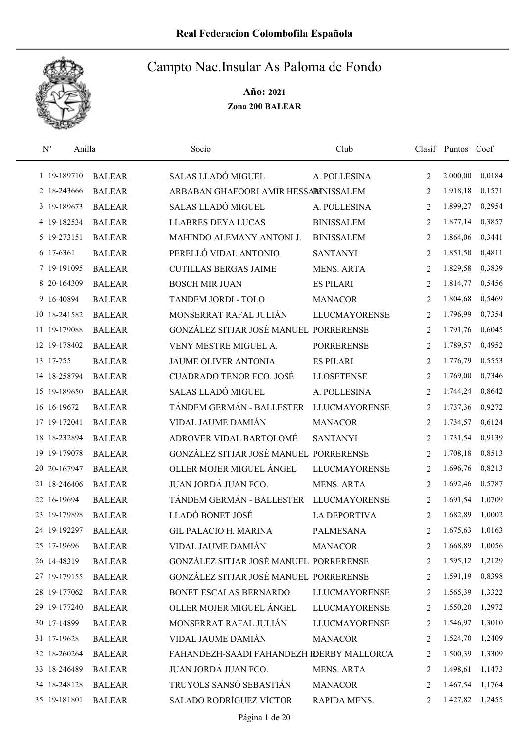Real Federacion Colombofila Española

# Campto Nac.Insular As Paloma de Fondo

**Año: 2021**

**Zona 200 BALEAR**

| Nº | Anilla | | Socio | Club | Clasif | Puntos | Coef |
|---|---|---|---|---|---|---|---|
| 1 | 19-189710 | BALEAR | SALAS LLADÓ MIGUEL | A. POLLESINA | 2 | 2.000,00 | 0,0184 |
| 2 | 18-243666 | BALEAR | ARBABAN GHAFOORI AMIR HESSAM | BINISSALEM | 2 | 1.918,18 | 0,1571 |
| 3 | 19-189673 | BALEAR | SALAS LLADÓ MIGUEL | A. POLLESINA | 2 | 1.899,27 | 0,2954 |
| 4 | 19-182534 | BALEAR | LLABRES DEYA LUCAS | BINISSALEM | 2 | 1.877,14 | 0,3857 |
| 5 | 19-273151 | BALEAR | MAHINDO ALEMANY ANTONI J. | BINISSALEM | 2 | 1.864,06 | 0,3441 |
| 6 | 17-6361 | BALEAR | PERELLÓ VIDAL ANTONIO | SANTANYI | 2 | 1.851,50 | 0,4811 |
| 7 | 19-191095 | BALEAR | CUTILLAS BERGAS JAIME | MENS. ARTA | 2 | 1.829,58 | 0,3839 |
| 8 | 20-164309 | BALEAR | BOSCH MIR JUAN | ES PILARI | 2 | 1.814,77 | 0,5456 |
| 9 | 16-40894 | BALEAR | TANDEM JORDI - TOLO | MANACOR | 2 | 1.804,68 | 0,5469 |
| 10 | 18-241582 | BALEAR | MONSERRAT RAFAL JULIÁN | LLUCMAYORENSE | 2 | 1.796,99 | 0,7354 |
| 11 | 19-179088 | BALEAR | GONZÁLEZ SITJAR JOSÉ MANUEL | PORRERENSE | 2 | 1.791,76 | 0,6045 |
| 12 | 19-178402 | BALEAR | VENY MESTRE MIGUEL A. | PORRERENSE | 2 | 1.789,57 | 0,4952 |
| 13 | 17-755 | BALEAR | JAUME OLIVER ANTONIA | ES PILARI | 2 | 1.776,79 | 0,5553 |
| 14 | 18-258794 | BALEAR | CUADRADO TENOR FCO. JOSÉ | LLOSETENSE | 2 | 1.769,00 | 0,7346 |
| 15 | 19-189650 | BALEAR | SALAS LLADÓ MIGUEL | A. POLLESINA | 2 | 1.744,24 | 0,8642 |
| 16 | 16-19672 | BALEAR | TÁNDEM GERMÁN - BALLESTER | LLUCMAYORENSE | 2 | 1.737,36 | 0,9272 |
| 17 | 19-172041 | BALEAR | VIDAL JAUME DAMIÁN | MANACOR | 2 | 1.734,57 | 0,6124 |
| 18 | 18-232894 | BALEAR | ADROVER VIDAL BARTOLOMÉ | SANTANYI | 2 | 1.731,54 | 0,9139 |
| 19 | 19-179078 | BALEAR | GONZÁLEZ SITJAR JOSÉ MANUEL | PORRERENSE | 2 | 1.708,18 | 0,8513 |
| 20 | 20-167947 | BALEAR | OLLER MOJER MIGUEL ÁNGEL | LLUCMAYORENSE | 2 | 1.696,76 | 0,8213 |
| 21 | 18-246406 | BALEAR | JUAN JORDÁ JUAN FCO. | MENS. ARTA | 2 | 1.692,46 | 0,5787 |
| 22 | 16-19694 | BALEAR | TÁNDEM GERMÁN - BALLESTER | LLUCMAYORENSE | 2 | 1.691,54 | 1,0709 |
| 23 | 19-179898 | BALEAR | LLADÓ BONET JOSÉ | LA DEPORTIVA | 2 | 1.682,89 | 1,0002 |
| 24 | 19-192297 | BALEAR | GIL PALACIO H. MARINA | PALMESANA | 2 | 1.675,63 | 1,0163 |
| 25 | 17-19696 | BALEAR | VIDAL JAUME DAMIÁN | MANACOR | 2 | 1.668,89 | 1,0056 |
| 26 | 14-48319 | BALEAR | GONZÁLEZ SITJAR JOSÉ MANUEL | PORRERENSE | 2 | 1.595,12 | 1,2129 |
| 27 | 19-179155 | BALEAR | GONZÁLEZ SITJAR JOSÉ MANUEL | PORRERENSE | 2 | 1.591,19 | 0,8398 |
| 28 | 19-177062 | BALEAR | BONET ESCALAS BERNARDO | LLUCMAYORENSE | 2 | 1.565,39 | 1,3322 |
| 29 | 19-177240 | BALEAR | OLLER MOJER MIGUEL ÁNGEL | LLUCMAYORENSE | 2 | 1.550,20 | 1,2972 |
| 30 | 17-14899 | BALEAR | MONSERRAT RAFAL JULIÁN | LLUCMAYORENSE | 2 | 1.546,97 | 1,3010 |
| 31 | 17-19628 | BALEAR | VIDAL JAUME DAMIÁN | MANACOR | 2 | 1.524,70 | 1,2409 |
| 32 | 18-260264 | BALEAR | FAHANDEZH-SAADI FAHANDEZH R | DERBY MALLORCA | 2 | 1.500,39 | 1,3309 |
| 33 | 18-246489 | BALEAR | JUAN JORDÁ JUAN FCO. | MENS. ARTA | 2 | 1.498,61 | 1,1473 |
| 34 | 18-248128 | BALEAR | TRUYOLS SANSÓ SEBASTIÁN | MANACOR | 2 | 1.467,54 | 1,1764 |
| 35 | 19-181801 | BALEAR | SALADO RODRÍGUEZ VÍCTOR | RAPIDA MENS. | 2 | 1.427,82 | 1,2455 |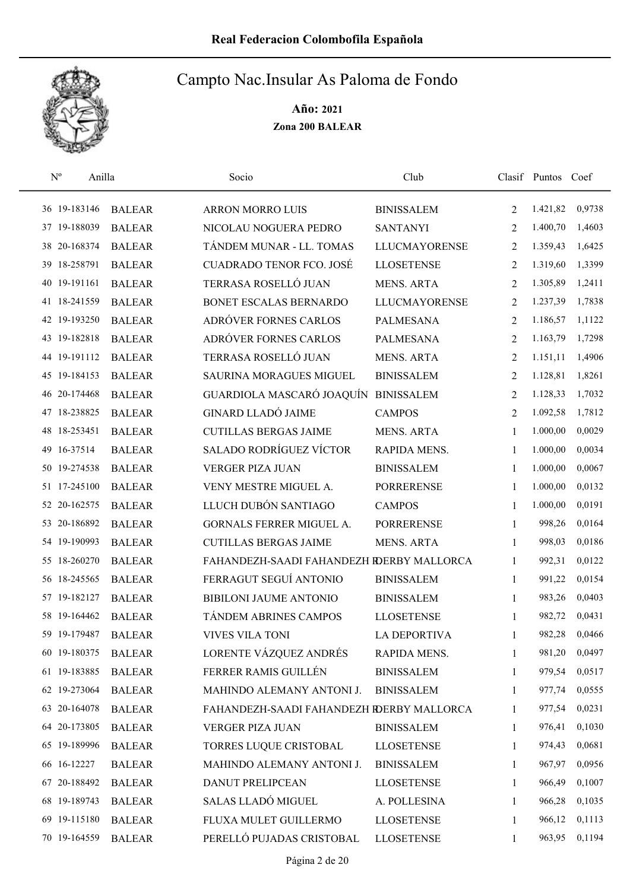# Real Federacion Colombofila Española

## Campto Nac.Insular As Paloma de Fondo

**Año: 2021**

**Zona 200 BALEAR**

| Nº | Anilla | | Socio | Club | Clasif | Puntos | Coef |
|---|---|---|---|---|---|---|---|
| 36 | 19-183146 | BALEAR | ARRON MORRO LUIS | BINISSALEM | 2 | 1.421,82 | 0,9738 |
| 37 | 19-188039 | BALEAR | NICOLAU NOGUERA PEDRO | SANTANYI | 2 | 1.400,70 | 1,4603 |
| 38 | 20-168374 | BALEAR | TÁNDEM MUNAR - LL. TOMAS | LLUCMAYORENSE | 2 | 1.359,43 | 1,6425 |
| 39 | 18-258791 | BALEAR | CUADRADO TENOR FCO. JOSÉ | LLOSETENSE | 2 | 1.319,60 | 1,3399 |
| 40 | 19-191161 | BALEAR | TERRASA ROSELLÓ JUAN | MENS. ARTA | 2 | 1.305,89 | 1,2411 |
| 41 | 18-241559 | BALEAR | BONET ESCALAS BERNARDO | LLUCMAYORENSE | 2 | 1.237,39 | 1,7838 |
| 42 | 19-193250 | BALEAR | ADRÓVER FORNES CARLOS | PALMESANA | 2 | 1.186,57 | 1,1122 |
| 43 | 19-182818 | BALEAR | ADRÓVER FORNES CARLOS | PALMESANA | 2 | 1.163,79 | 1,7298 |
| 44 | 19-191112 | BALEAR | TERRASA ROSELLÓ JUAN | MENS. ARTA | 2 | 1.151,11 | 1,4906 |
| 45 | 19-184153 | BALEAR | SAURINA MORAGUES MIGUEL | BINISSALEM | 2 | 1.128,81 | 1,8261 |
| 46 | 20-174468 | BALEAR | GUARDIOLA MASCARÓ JOAQUÍN | BINISSALEM | 2 | 1.128,33 | 1,7032 |
| 47 | 18-238825 | BALEAR | GINARD LLADÓ JAIME | CAMPOS | 2 | 1.092,58 | 1,7812 |
| 48 | 18-253451 | BALEAR | CUTILLAS BERGAS JAIME | MENS. ARTA | 1 | 1.000,00 | 0,0029 |
| 49 | 16-37514 | BALEAR | SALADO RODRÍGUEZ VÍCTOR | RAPIDA MENS. | 1 | 1.000,00 | 0,0034 |
| 50 | 19-274538 | BALEAR | VERGER PIZA JUAN | BINISSALEM | 1 | 1.000,00 | 0,0067 |
| 51 | 17-245100 | BALEAR | VENY MESTRE MIGUEL A. | PORRERENSE | 1 | 1.000,00 | 0,0132 |
| 52 | 20-162575 | BALEAR | LLUCH DUBÓN SANTIAGO | CAMPOS | 1 | 1.000,00 | 0,0191 |
| 53 | 20-186892 | BALEAR | GORNALS FERRER MIGUEL A. | PORRERENSE | 1 | 998,26 | 0,0164 |
| 54 | 19-190993 | BALEAR | CUTILLAS BERGAS JAIME | MENS. ARTA | 1 | 998,03 | 0,0186 |
| 55 | 18-260270 | BALEAR | FAHANDEZH-SAADI FAHANDEZH R | DERBY MALLORCA | 1 | 992,31 | 0,0122 |
| 56 | 18-245565 | BALEAR | FERRAGUT SEGUÍ ANTONIO | BINISSALEM | 1 | 991,22 | 0,0154 |
| 57 | 19-182127 | BALEAR | BIBILONI JAUME ANTONIO | BINISSALEM | 1 | 983,26 | 0,0403 |
| 58 | 19-164462 | BALEAR | TÁNDEM ABRINES CAMPOS | LLOSETENSE | 1 | 982,72 | 0,0431 |
| 59 | 19-179487 | BALEAR | VIVES VILA TONI | LA DEPORTIVA | 1 | 982,28 | 0,0466 |
| 60 | 19-180375 | BALEAR | LORENTE VÁZQUEZ ANDRÉS | RAPIDA MENS. | 1 | 981,20 | 0,0497 |
| 61 | 19-183885 | BALEAR | FERRER RAMIS GUILLÉN | BINISSALEM | 1 | 979,54 | 0,0517 |
| 62 | 19-273064 | BALEAR | MAHINDO ALEMANY ANTONI J. | BINISSALEM | 1 | 977,74 | 0,0555 |
| 63 | 20-164078 | BALEAR | FAHANDEZH-SAADI FAHANDEZH R | DERBY MALLORCA | 1 | 977,54 | 0,0231 |
| 64 | 20-173805 | BALEAR | VERGER PIZA JUAN | BINISSALEM | 1 | 976,41 | 0,1030 |
| 65 | 19-189996 | BALEAR | TORRES LUQUE CRISTOBAL | LLOSETENSE | 1 | 974,43 | 0,0681 |
| 66 | 16-12227 | BALEAR | MAHINDO ALEMANY ANTONI J. | BINISSALEM | 1 | 967,97 | 0,0956 |
| 67 | 20-188492 | BALEAR | DANUT PRELIPCEAN | LLOSETENSE | 1 | 966,49 | 0,1007 |
| 68 | 19-189743 | BALEAR | SALAS LLADÓ MIGUEL | A. POLLESINA | 1 | 966,28 | 0,1035 |
| 69 | 19-115180 | BALEAR | FLUXA MULET GUILLERMO | LLOSETENSE | 1 | 966,12 | 0,1113 |
| 70 | 19-164559 | BALEAR | PERELLÓ PUJADAS CRISTOBAL | LLOSETENSE | 1 | 963,95 | 0,1194 |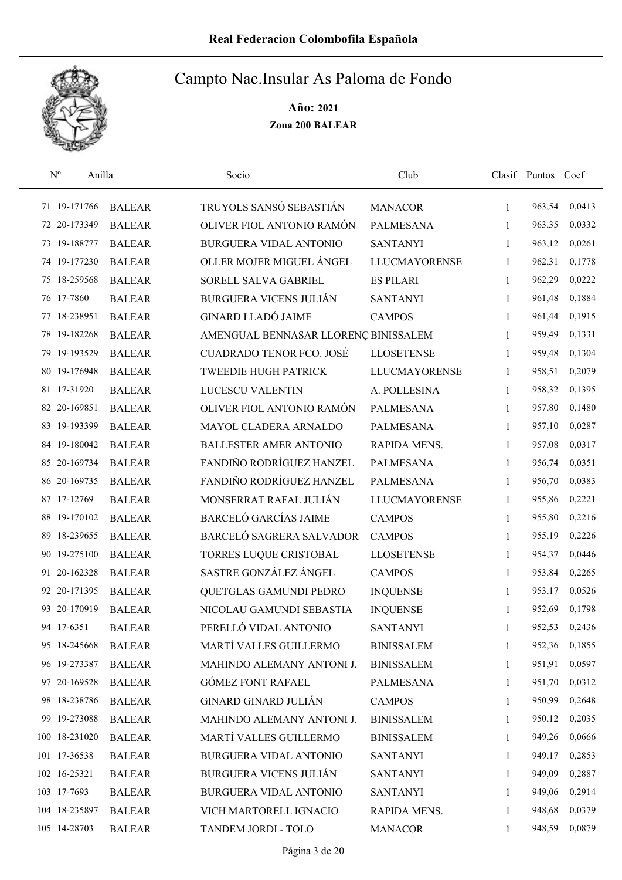# Real Federacion Colombofila Española

## Campto Nac.Insular As Paloma de Fondo

**Año: 2021**

**Zona 200 BALEAR**

| Nº | Anilla | | Socio | Club | Clasif | Puntos | Coef |
|---|---|---|---|---|---|---|---|
| 71 | 19-171766 | BALEAR | TRUYOLS SANSÓ SEBASTIÁN | MANACOR | 1 | 963,54 | 0,0413 |
| 72 | 20-173349 | BALEAR | OLIVER FIOL ANTONIO RAMÓN | PALMESANA | 1 | 963,35 | 0,0332 |
| 73 | 19-188777 | BALEAR | BURGUERA VIDAL ANTONIO | SANTANYI | 1 | 963,12 | 0,0261 |
| 74 | 19-177230 | BALEAR | OLLER MOJER MIGUEL ÁNGEL | LLUCMAYORENSE | 1 | 962,31 | 0,1778 |
| 75 | 18-259568 | BALEAR | SORELL SALVA GABRIEL | ES PILARI | 1 | 962,29 | 0,0222 |
| 76 | 17-7860 | BALEAR | BURGUERA VICENS JULIÁN | SANTANYI | 1 | 961,48 | 0,1884 |
| 77 | 18-238951 | BALEAR | GINARD LLADÓ JAIME | CAMPOS | 1 | 961,44 | 0,1915 |
| 78 | 19-182268 | BALEAR | AMENGUAL BENNASAR LLORENÇ | BINISSALEM | 1 | 959,49 | 0,1331 |
| 79 | 19-193529 | BALEAR | CUADRADO TENOR FCO. JOSÉ | LLOSETENSE | 1 | 959,48 | 0,1304 |
| 80 | 19-176948 | BALEAR | TWEEDIE HUGH PATRICK | LLUCMAYORENSE | 1 | 958,51 | 0,2079 |
| 81 | 17-31920 | BALEAR | LUCESCU VALENTIN | A. POLLESINA | 1 | 958,32 | 0,1395 |
| 82 | 20-169851 | BALEAR | OLIVER FIOL ANTONIO RAMÓN | PALMESANA | 1 | 957,80 | 0,1480 |
| 83 | 19-193399 | BALEAR | MAYOL CLADERA ARNALDO | PALMESANA | 1 | 957,10 | 0,0287 |
| 84 | 19-180042 | BALEAR | BALLESTER AMER ANTONIO | RAPIDA MENS. | 1 | 957,08 | 0,0317 |
| 85 | 20-169734 | BALEAR | FANDIÑO RODRÍGUEZ HANZEL | PALMESANA | 1 | 956,74 | 0,0351 |
| 86 | 20-169735 | BALEAR | FANDIÑO RODRÍGUEZ HANZEL | PALMESANA | 1 | 956,70 | 0,0383 |
| 87 | 17-12769 | BALEAR | MONSERRAT RAFAL JULIÁN | LLUCMAYORENSE | 1 | 955,86 | 0,2221 |
| 88 | 19-170102 | BALEAR | BARCELÓ GARCÍAS JAIME | CAMPOS | 1 | 955,80 | 0,2216 |
| 89 | 18-239655 | BALEAR | BARCELÓ SAGRERA SALVADOR | CAMPOS | 1 | 955,19 | 0,2226 |
| 90 | 19-275100 | BALEAR | TORRES LUQUE CRISTOBAL | LLOSETENSE | 1 | 954,37 | 0,0446 |
| 91 | 20-162328 | BALEAR | SASTRE GONZÁLEZ ÁNGEL | CAMPOS | 1 | 953,84 | 0,2265 |
| 92 | 20-171395 | BALEAR | QUETGLAS GAMUNDI PEDRO | INQUENSE | 1 | 953,17 | 0,0526 |
| 93 | 20-170919 | BALEAR | NICOLAU GAMUNDI SEBASTIA | INQUENSE | 1 | 952,69 | 0,1798 |
| 94 | 17-6351 | BALEAR | PERELLÓ VIDAL ANTONIO | SANTANYI | 1 | 952,53 | 0,2436 |
| 95 | 18-245668 | BALEAR | MARTÍ VALLES GUILLERMO | BINISSALEM | 1 | 952,36 | 0,1855 |
| 96 | 19-273387 | BALEAR | MAHINDO ALEMANY ANTONI J. | BINISSALEM | 1 | 951,91 | 0,0597 |
| 97 | 20-169528 | BALEAR | GÓMEZ FONT RAFAEL | PALMESANA | 1 | 951,70 | 0,0312 |
| 98 | 18-238786 | BALEAR | GINARD GINARD JULIÁN | CAMPOS | 1 | 950,99 | 0,2648 |
| 99 | 19-273088 | BALEAR | MAHINDO ALEMANY ANTONI J. | BINISSALEM | 1 | 950,12 | 0,2035 |
| 100 | 18-231020 | BALEAR | MARTÍ VALLES GUILLERMO | BINISSALEM | 1 | 949,26 | 0,0666 |
| 101 | 17-36538 | BALEAR | BURGUERA VIDAL ANTONIO | SANTANYI | 1 | 949,17 | 0,2853 |
| 102 | 16-25321 | BALEAR | BURGUERA VICENS JULIÁN | SANTANYI | 1 | 949,09 | 0,2887 |
| 103 | 17-7693 | BALEAR | BURGUERA VIDAL ANTONIO | SANTANYI | 1 | 949,06 | 0,2914 |
| 104 | 18-235897 | BALEAR | VICH MARTORELL IGNACIO | RAPIDA MENS. | 1 | 948,68 | 0,0379 |
| 105 | 14-28703 | BALEAR | TANDEM JORDI - TOLO | MANACOR | 1 | 948,59 | 0,0879 |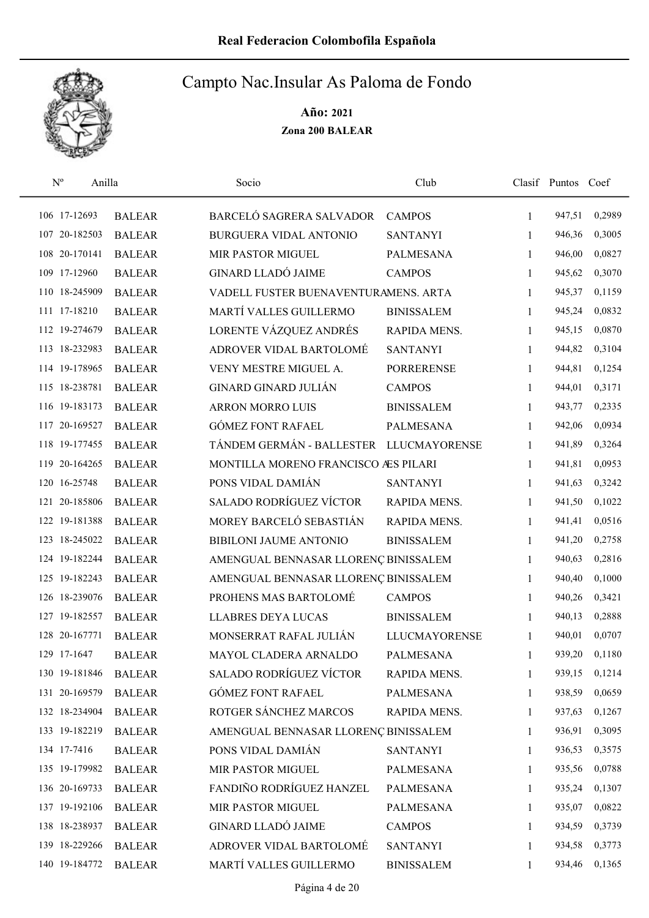# Real Federacion Colombofila Española

## Campto Nac.Insular As Paloma de Fondo

**Año: 2021**

**Zona 200 BALEAR**

| Nº | Anilla | | Socio | Club | Clasif | Puntos | Coef |
|---|---|---|---|---|---|---|---|
| 106 | 17-12693 | BALEAR | BARCELÓ SAGRERA SALVADOR | CAMPOS | 1 | 947,51 | 0,2989 |
| 107 | 20-182503 | BALEAR | BURGUERA VIDAL ANTONIO | SANTANYI | 1 | 946,36 | 0,3005 |
| 108 | 20-170141 | BALEAR | MIR PASTOR MIGUEL | PALMESANA | 1 | 946,00 | 0,0827 |
| 109 | 17-12960 | BALEAR | GINARD LLADÓ JAIME | CAMPOS | 1 | 945,62 | 0,3070 |
| 110 | 18-245909 | BALEAR | VADELL FUSTER BUENAVENTURA | MENS. ARTA | 1 | 945,37 | 0,1159 |
| 111 | 17-18210 | BALEAR | MARTÍ VALLES GUILLERMO | BINISSALEM | 1 | 945,24 | 0,0832 |
| 112 | 19-274679 | BALEAR | LORENTE VÁZQUEZ ANDRÉS | RAPIDA MENS. | 1 | 945,15 | 0,0870 |
| 113 | 18-232983 | BALEAR | ADROVER VIDAL BARTOLOMÉ | SANTANYI | 1 | 944,82 | 0,3104 |
| 114 | 19-178965 | BALEAR | VENY MESTRE MIGUEL A. | PORRERENSE | 1 | 944,81 | 0,1254 |
| 115 | 18-238781 | BALEAR | GINARD GINARD JULIÁN | CAMPOS | 1 | 944,01 | 0,3171 |
| 116 | 19-183173 | BALEAR | ARRON MORRO LUIS | BINISSALEM | 1 | 943,77 | 0,2335 |
| 117 | 20-169527 | BALEAR | GÓMEZ FONT RAFAEL | PALMESANA | 1 | 942,06 | 0,0934 |
| 118 | 19-177455 | BALEAR | TÁNDEM GERMÁN - BALLESTER | LLUCMAYORENSE | 1 | 941,89 | 0,3264 |
| 119 | 20-164265 | BALEAR | MONTILLA MORENO FRANCISCO A | ES PILARI | 1 | 941,81 | 0,0953 |
| 120 | 16-25748 | BALEAR | PONS VIDAL DAMIÁN | SANTANYI | 1 | 941,63 | 0,3242 |
| 121 | 20-185806 | BALEAR | SALADO RODRÍGUEZ VÍCTOR | RAPIDA MENS. | 1 | 941,50 | 0,1022 |
| 122 | 19-181388 | BALEAR | MOREY BARCELÓ SEBASTIÁN | RAPIDA MENS. | 1 | 941,41 | 0,0516 |
| 123 | 18-245022 | BALEAR | BIBILONI JAUME ANTONIO | BINISSALEM | 1 | 941,20 | 0,2758 |
| 124 | 19-182244 | BALEAR | AMENGUAL BENNASAR LLORENÇ | BINISSALEM | 1 | 940,63 | 0,2816 |
| 125 | 19-182243 | BALEAR | AMENGUAL BENNASAR LLORENÇ | BINISSALEM | 1 | 940,40 | 0,1000 |
| 126 | 18-239076 | BALEAR | PROHENS MAS BARTOLOMÉ | CAMPOS | 1 | 940,26 | 0,3421 |
| 127 | 19-182557 | BALEAR | LLABRES DEYA LUCAS | BINISSALEM | 1 | 940,13 | 0,2888 |
| 128 | 20-167771 | BALEAR | MONSERRAT RAFAL JULIÁN | LLUCMAYORENSE | 1 | 940,01 | 0,0707 |
| 129 | 17-1647 | BALEAR | MAYOL CLADERA ARNALDO | PALMESANA | 1 | 939,20 | 0,1180 |
| 130 | 19-181846 | BALEAR | SALADO RODRÍGUEZ VÍCTOR | RAPIDA MENS. | 1 | 939,15 | 0,1214 |
| 131 | 20-169579 | BALEAR | GÓMEZ FONT RAFAEL | PALMESANA | 1 | 938,59 | 0,0659 |
| 132 | 18-234904 | BALEAR | ROTGER SÁNCHEZ MARCOS | RAPIDA MENS. | 1 | 937,63 | 0,1267 |
| 133 | 19-182219 | BALEAR | AMENGUAL BENNASAR LLORENÇ | BINISSALEM | 1 | 936,91 | 0,3095 |
| 134 | 17-7416 | BALEAR | PONS VIDAL DAMIÁN | SANTANYI | 1 | 936,53 | 0,3575 |
| 135 | 19-179982 | BALEAR | MIR PASTOR MIGUEL | PALMESANA | 1 | 935,56 | 0,0788 |
| 136 | 20-169733 | BALEAR | FANDIÑO RODRÍGUEZ HANZEL | PALMESANA | 1 | 935,24 | 0,1307 |
| 137 | 19-192106 | BALEAR | MIR PASTOR MIGUEL | PALMESANA | 1 | 935,07 | 0,0822 |
| 138 | 18-238937 | BALEAR | GINARD LLADÓ JAIME | CAMPOS | 1 | 934,59 | 0,3739 |
| 139 | 18-229266 | BALEAR | ADROVER VIDAL BARTOLOMÉ | SANTANYI | 1 | 934,58 | 0,3773 |
| 140 | 19-184772 | BALEAR | MARTÍ VALLES GUILLERMO | BINISSALEM | 1 | 934,46 | 0,1365 |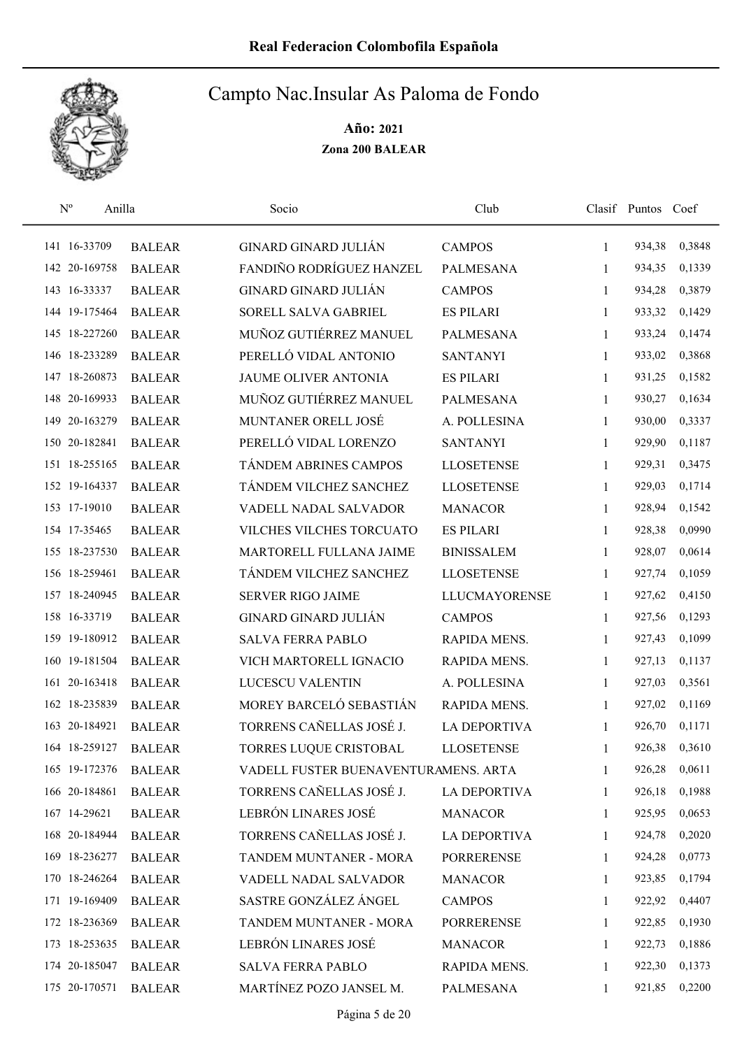# Real Federacion Colombofila Española

## Campto Nac.Insular As Paloma de Fondo

**Año: 2021**

**Zona 200 BALEAR**

| Nº | Anilla | | Socio | Club | Clasif | Puntos | Coef |
|---|---|---|---|---|---|---|---|
| 141 | 16-33709 | BALEAR | GINARD GINARD JULIÁN | CAMPOS | 1 | 934,38 | 0,3848 |
| 142 | 20-169758 | BALEAR | FANDIÑO RODRÍGUEZ HANZEL | PALMESANA | 1 | 934,35 | 0,1339 |
| 143 | 16-33337 | BALEAR | GINARD GINARD JULIÁN | CAMPOS | 1 | 934,28 | 0,3879 |
| 144 | 19-175464 | BALEAR | SORELL SALVA GABRIEL | ES PILARI | 1 | 933,32 | 0,1429 |
| 145 | 18-227260 | BALEAR | MUÑOZ GUTIÉRREZ MANUEL | PALMESANA | 1 | 933,24 | 0,1474 |
| 146 | 18-233289 | BALEAR | PERELLÓ VIDAL ANTONIO | SANTANYI | 1 | 933,02 | 0,3868 |
| 147 | 18-260873 | BALEAR | JAUME OLIVER ANTONIA | ES PILARI | 1 | 931,25 | 0,1582 |
| 148 | 20-169933 | BALEAR | MUÑOZ GUTIÉRREZ MANUEL | PALMESANA | 1 | 930,27 | 0,1634 |
| 149 | 20-163279 | BALEAR | MUNTANER ORELL JOSÉ | A. POLLESINA | 1 | 930,00 | 0,3337 |
| 150 | 20-182841 | BALEAR | PERELLÓ VIDAL LORENZO | SANTANYI | 1 | 929,90 | 0,1187 |
| 151 | 18-255165 | BALEAR | TÁNDEM ABRINES CAMPOS | LLOSETENSE | 1 | 929,31 | 0,3475 |
| 152 | 19-164337 | BALEAR | TÁNDEM VILCHEZ SANCHEZ | LLOSETENSE | 1 | 929,03 | 0,1714 |
| 153 | 17-19010 | BALEAR | VADELL NADAL SALVADOR | MANACOR | 1 | 928,94 | 0,1542 |
| 154 | 17-35465 | BALEAR | VILCHES VILCHES TORCUATO | ES PILARI | 1 | 928,38 | 0,0990 |
| 155 | 18-237530 | BALEAR | MARTORELL FULLANA JAIME | BINISSALEM | 1 | 928,07 | 0,0614 |
| 156 | 18-259461 | BALEAR | TÁNDEM VILCHEZ SANCHEZ | LLOSETENSE | 1 | 927,74 | 0,1059 |
| 157 | 18-240945 | BALEAR | SERVER RIGO JAIME | LLUCMAYORENSE | 1 | 927,62 | 0,4150 |
| 158 | 16-33719 | BALEAR | GINARD GINARD JULIÁN | CAMPOS | 1 | 927,56 | 0,1293 |
| 159 | 19-180912 | BALEAR | SALVA FERRA PABLO | RAPIDA MENS. | 1 | 927,43 | 0,1099 |
| 160 | 19-181504 | BALEAR | VICH MARTORELL IGNACIO | RAPIDA MENS. | 1 | 927,13 | 0,1137 |
| 161 | 20-163418 | BALEAR | LUCESCU VALENTIN | A. POLLESINA | 1 | 927,03 | 0,3561 |
| 162 | 18-235839 | BALEAR | MOREY BARCELÓ SEBASTIÁN | RAPIDA MENS. | 1 | 927,02 | 0,1169 |
| 163 | 20-184921 | BALEAR | TORRENS CAÑELLAS JOSÉ J. | LA DEPORTIVA | 1 | 926,70 | 0,1171 |
| 164 | 18-259127 | BALEAR | TORRES LUQUE CRISTOBAL | LLOSETENSE | 1 | 926,38 | 0,3610 |
| 165 | 19-172376 | BALEAR | VADELL FUSTER BUENAVENTURA | MENS. ARTA | 1 | 926,28 | 0,0611 |
| 166 | 20-184861 | BALEAR | TORRENS CAÑELLAS JOSÉ J. | LA DEPORTIVA | 1 | 926,18 | 0,1988 |
| 167 | 14-29621 | BALEAR | LEBRÓN LINARES JOSÉ | MANACOR | 1 | 925,95 | 0,0653 |
| 168 | 20-184944 | BALEAR | TORRENS CAÑELLAS JOSÉ J. | LA DEPORTIVA | 1 | 924,78 | 0,2020 |
| 169 | 18-236277 | BALEAR | TANDEM MUNTANER - MORA | PORRERENSE | 1 | 924,28 | 0,0773 |
| 170 | 18-246264 | BALEAR | VADELL NADAL SALVADOR | MANACOR | 1 | 923,85 | 0,1794 |
| 171 | 19-169409 | BALEAR | SASTRE GONZÁLEZ ÁNGEL | CAMPOS | 1 | 922,92 | 0,4407 |
| 172 | 18-236369 | BALEAR | TANDEM MUNTANER - MORA | PORRERENSE | 1 | 922,85 | 0,1930 |
| 173 | 18-253635 | BALEAR | LEBRÓN LINARES JOSÉ | MANACOR | 1 | 922,73 | 0,1886 |
| 174 | 20-185047 | BALEAR | SALVA FERRA PABLO | RAPIDA MENS. | 1 | 922,30 | 0,1373 |
| 175 | 20-170571 | BALEAR | MARTÍNEZ POZO JANSEL M. | PALMESANA | 1 | 921,85 | 0,2200 |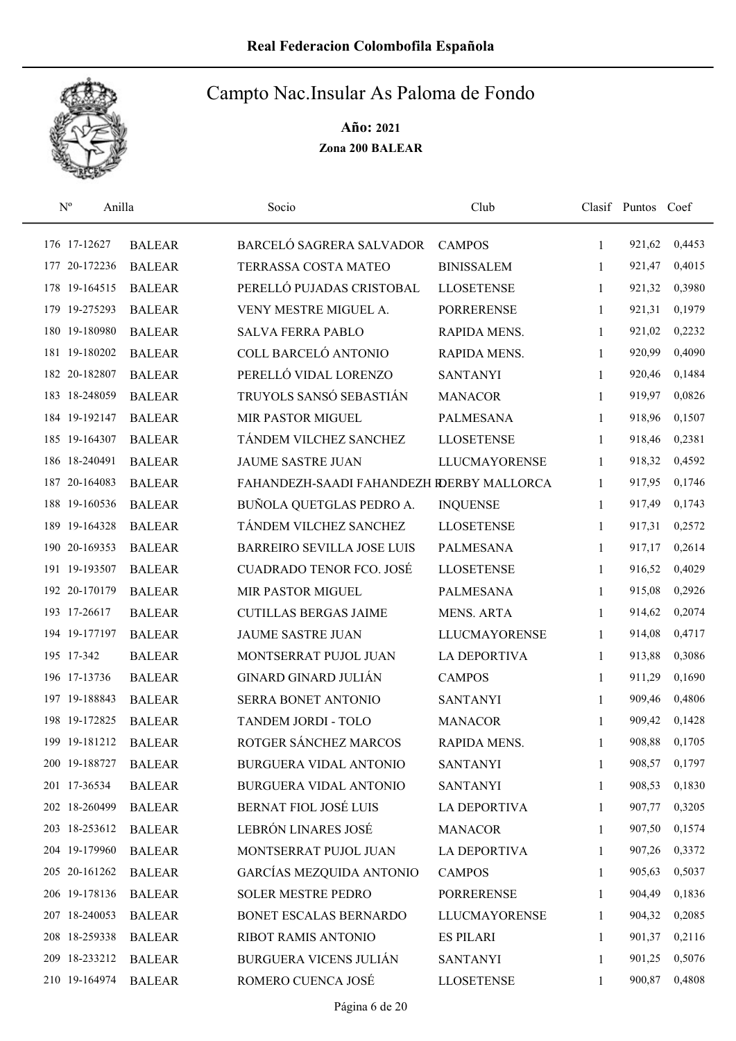Real Federacion Colombofila Española

# Campto Nac.Insular As Paloma de Fondo

**Año: 2021**

**Zona 200 BALEAR**

| Nº | Anilla | | Socio | Club | Clasif | Puntos | Coef |
|---|---|---|---|---|---|---|---|
| 176 | 17-12627 | BALEAR | BARCELÓ SAGRERA SALVADOR | CAMPOS | 1 | 921,62 | 0,4453 |
| 177 | 20-172236 | BALEAR | TERRASSA COSTA MATEO | BINISSALEM | 1 | 921,47 | 0,4015 |
| 178 | 19-164515 | BALEAR | PERELLÓ PUJADAS CRISTOBAL | LLOSETENSE | 1 | 921,32 | 0,3980 |
| 179 | 19-275293 | BALEAR | VENY MESTRE MIGUEL A. | PORRERENSE | 1 | 921,31 | 0,1979 |
| 180 | 19-180980 | BALEAR | SALVA FERRA PABLO | RAPIDA MENS. | 1 | 921,02 | 0,2232 |
| 181 | 19-180202 | BALEAR | COLL BARCELÓ ANTONIO | RAPIDA MENS. | 1 | 920,99 | 0,4090 |
| 182 | 20-182807 | BALEAR | PERELLÓ VIDAL LORENZO | SANTANYI | 1 | 920,46 | 0,1484 |
| 183 | 18-248059 | BALEAR | TRUYOLS SANSÓ SEBASTIÁN | MANACOR | 1 | 919,97 | 0,0826 |
| 184 | 19-192147 | BALEAR | MIR PASTOR MIGUEL | PALMESANA | 1 | 918,96 | 0,1507 |
| 185 | 19-164307 | BALEAR | TÁNDEM VILCHEZ SANCHEZ | LLOSETENSE | 1 | 918,46 | 0,2381 |
| 186 | 18-240491 | BALEAR | JAUME SASTRE JUAN | LLUCMAYORENSE | 1 | 918,32 | 0,4592 |
| 187 | 20-164083 | BALEAR | FAHANDEZH-SAADI FAHANDEZH F | DERBY MALLORCA | 1 | 917,95 | 0,1746 |
| 188 | 19-160536 | BALEAR | BUÑOLA QUETGLAS PEDRO A. | INQUENSE | 1 | 917,49 | 0,1743 |
| 189 | 19-164328 | BALEAR | TÁNDEM VILCHEZ SANCHEZ | LLOSETENSE | 1 | 917,31 | 0,2572 |
| 190 | 20-169353 | BALEAR | BARREIRO SEVILLA JOSE LUIS | PALMESANA | 1 | 917,17 | 0,2614 |
| 191 | 19-193507 | BALEAR | CUADRADO TENOR FCO. JOSÉ | LLOSETENSE | 1 | 916,52 | 0,4029 |
| 192 | 20-170179 | BALEAR | MIR PASTOR MIGUEL | PALMESANA | 1 | 915,08 | 0,2926 |
| 193 | 17-26617 | BALEAR | CUTILLAS BERGAS JAIME | MENS. ARTA | 1 | 914,62 | 0,2074 |
| 194 | 19-177197 | BALEAR | JAUME SASTRE JUAN | LLUCMAYORENSE | 1 | 914,08 | 0,4717 |
| 195 | 17-342 | BALEAR | MONTSERRAT PUJOL JUAN | LA DEPORTIVA | 1 | 913,88 | 0,3086 |
| 196 | 17-13736 | BALEAR | GINARD GINARD JULIÁN | CAMPOS | 1 | 911,29 | 0,1690 |
| 197 | 19-188843 | BALEAR | SERRA BONET ANTONIO | SANTANYI | 1 | 909,46 | 0,4806 |
| 198 | 19-172825 | BALEAR | TANDEM JORDI - TOLO | MANACOR | 1 | 909,42 | 0,1428 |
| 199 | 19-181212 | BALEAR | ROTGER SÁNCHEZ MARCOS | RAPIDA MENS. | 1 | 908,88 | 0,1705 |
| 200 | 19-188727 | BALEAR | BURGUERA VIDAL ANTONIO | SANTANYI | 1 | 908,57 | 0,1797 |
| 201 | 17-36534 | BALEAR | BURGUERA VIDAL ANTONIO | SANTANYI | 1 | 908,53 | 0,1830 |
| 202 | 18-260499 | BALEAR | BERNAT FIOL JOSÉ LUIS | LA DEPORTIVA | 1 | 907,77 | 0,3205 |
| 203 | 18-253612 | BALEAR | LEBRÓN LINARES JOSÉ | MANACOR | 1 | 907,50 | 0,1574 |
| 204 | 19-179960 | BALEAR | MONTSERRAT PUJOL JUAN | LA DEPORTIVA | 1 | 907,26 | 0,3372 |
| 205 | 20-161262 | BALEAR | GARCÍAS MEZQUIDA ANTONIO | CAMPOS | 1 | 905,63 | 0,5037 |
| 206 | 19-178136 | BALEAR | SOLER MESTRE PEDRO | PORRERENSE | 1 | 904,49 | 0,1836 |
| 207 | 18-240053 | BALEAR | BONET ESCALAS BERNARDO | LLUCMAYORENSE | 1 | 904,32 | 0,2085 |
| 208 | 18-259338 | BALEAR | RIBOT RAMIS ANTONIO | ES PILARI | 1 | 901,37 | 0,2116 |
| 209 | 18-233212 | BALEAR | BURGUERA VICENS JULIÁN | SANTANYI | 1 | 901,25 | 0,5076 |
| 210 | 19-164974 | BALEAR | ROMERO CUENCA JOSÉ | LLOSETENSE | 1 | 900,87 | 0,4808 |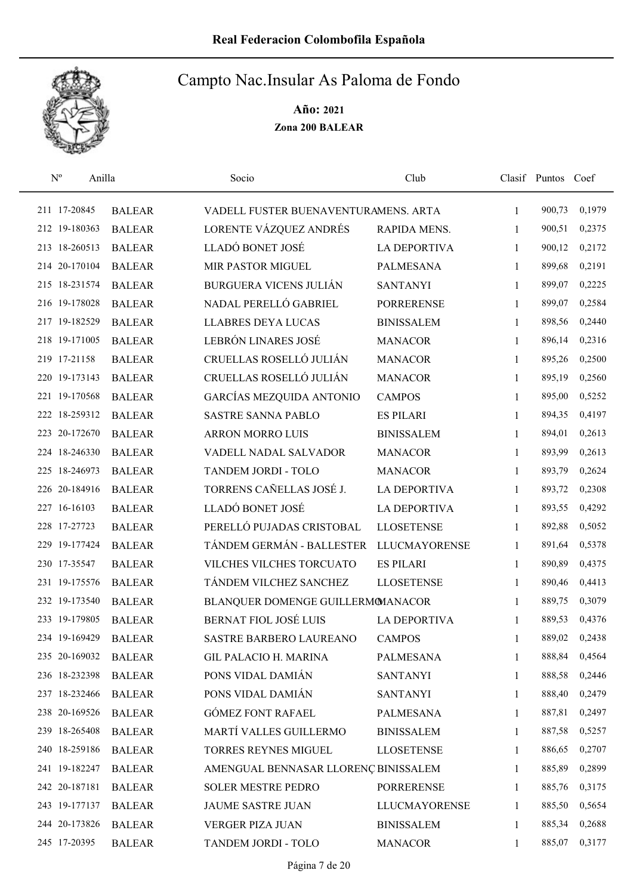# Real Federacion Colombofila Española

## Campto Nac.Insular As Paloma de Fondo

**Año: 2021**

**Zona 200 BALEAR**

| Nº | Anilla | | Socio | Club | Clasif | Puntos | Coef |
|---|---|---|---|---|---|---|---|
| 211 | 17-20845 | BALEAR | VADELL FUSTER BUENAVENTURA | MENS. ARTA | 1 | 900,73 | 0,1979 |
| 212 | 19-180363 | BALEAR | LORENTE VÁZQUEZ ANDRÉS | RAPIDA MENS. | 1 | 900,51 | 0,2375 |
| 213 | 18-260513 | BALEAR | LLADÓ BONET JOSÉ | LA DEPORTIVA | 1 | 900,12 | 0,2172 |
| 214 | 20-170104 | BALEAR | MIR PASTOR MIGUEL | PALMESANA | 1 | 899,68 | 0,2191 |
| 215 | 18-231574 | BALEAR | BURGUERA VICENS JULIÁN | SANTANYI | 1 | 899,07 | 0,2225 |
| 216 | 19-178028 | BALEAR | NADAL PERELLÓ GABRIEL | PORRERENSE | 1 | 899,07 | 0,2584 |
| 217 | 19-182529 | BALEAR | LLABRES DEYA LUCAS | BINISSALEM | 1 | 898,56 | 0,2440 |
| 218 | 19-171005 | BALEAR | LEBRÓN LINARES JOSÉ | MANACOR | 1 | 896,14 | 0,2316 |
| 219 | 17-21158 | BALEAR | CRUELLAS ROSELLÓ JULIÁN | MANACOR | 1 | 895,26 | 0,2500 |
| 220 | 19-173143 | BALEAR | CRUELLAS ROSELLÓ JULIÁN | MANACOR | 1 | 895,19 | 0,2560 |
| 221 | 19-170568 | BALEAR | GARCÍAS MEZQUIDA ANTONIO | CAMPOS | 1 | 895,00 | 0,5252 |
| 222 | 18-259312 | BALEAR | SASTRE SANNA PABLO | ES PILARI | 1 | 894,35 | 0,4197 |
| 223 | 20-172670 | BALEAR | ARRON MORRO LUIS | BINISSALEM | 1 | 894,01 | 0,2613 |
| 224 | 18-246330 | BALEAR | VADELL NADAL SALVADOR | MANACOR | 1 | 893,99 | 0,2613 |
| 225 | 18-246973 | BALEAR | TANDEM JORDI - TOLO | MANACOR | 1 | 893,79 | 0,2624 |
| 226 | 20-184916 | BALEAR | TORRENS CAÑELLAS JOSÉ J. | LA DEPORTIVA | 1 | 893,72 | 0,2308 |
| 227 | 16-16103 | BALEAR | LLADÓ BONET JOSÉ | LA DEPORTIVA | 1 | 893,55 | 0,4292 |
| 228 | 17-27723 | BALEAR | PERELLÓ PUJADAS CRISTOBAL | LLOSETENSE | 1 | 892,88 | 0,5052 |
| 229 | 19-177424 | BALEAR | TÁNDEM GERMÁN - BALLESTER | LLUCMAYORENSE | 1 | 891,64 | 0,5378 |
| 230 | 17-35547 | BALEAR | VILCHES VILCHES TORCUATO | ES PILARI | 1 | 890,89 | 0,4375 |
| 231 | 19-175576 | BALEAR | TÁNDEM VILCHEZ SANCHEZ | LLOSETENSE | 1 | 890,46 | 0,4413 |
| 232 | 19-173540 | BALEAR | BLANQUER DOMENGE GUILLERMO | MANACOR | 1 | 889,75 | 0,3079 |
| 233 | 19-179805 | BALEAR | BERNAT FIOL JOSÉ LUIS | LA DEPORTIVA | 1 | 889,53 | 0,4376 |
| 234 | 19-169429 | BALEAR | SASTRE BARBERO LAUREANO | CAMPOS | 1 | 889,02 | 0,2438 |
| 235 | 20-169032 | BALEAR | GIL PALACIO H. MARINA | PALMESANA | 1 | 888,84 | 0,4564 |
| 236 | 18-232398 | BALEAR | PONS VIDAL DAMIÁN | SANTANYI | 1 | 888,58 | 0,2446 |
| 237 | 18-232466 | BALEAR | PONS VIDAL DAMIÁN | SANTANYI | 1 | 888,40 | 0,2479 |
| 238 | 20-169526 | BALEAR | GÓMEZ FONT RAFAEL | PALMESANA | 1 | 887,81 | 0,2497 |
| 239 | 18-265408 | BALEAR | MARTÍ VALLES GUILLERMO | BINISSALEM | 1 | 887,58 | 0,5257 |
| 240 | 18-259186 | BALEAR | TORRES REYNES MIGUEL | LLOSETENSE | 1 | 886,65 | 0,2707 |
| 241 | 19-182247 | BALEAR | AMENGUAL BENNASAR LLORENÇ | BINISSALEM | 1 | 885,89 | 0,2899 |
| 242 | 20-187181 | BALEAR | SOLER MESTRE PEDRO | PORRERENSE | 1 | 885,76 | 0,3175 |
| 243 | 19-177137 | BALEAR | JAUME SASTRE JUAN | LLUCMAYORENSE | 1 | 885,50 | 0,5654 |
| 244 | 20-173826 | BALEAR | VERGER PIZA JUAN | BINISSALEM | 1 | 885,34 | 0,2688 |
| 245 | 17-20395 | BALEAR | TANDEM JORDI - TOLO | MANACOR | 1 | 885,07 | 0,3177 |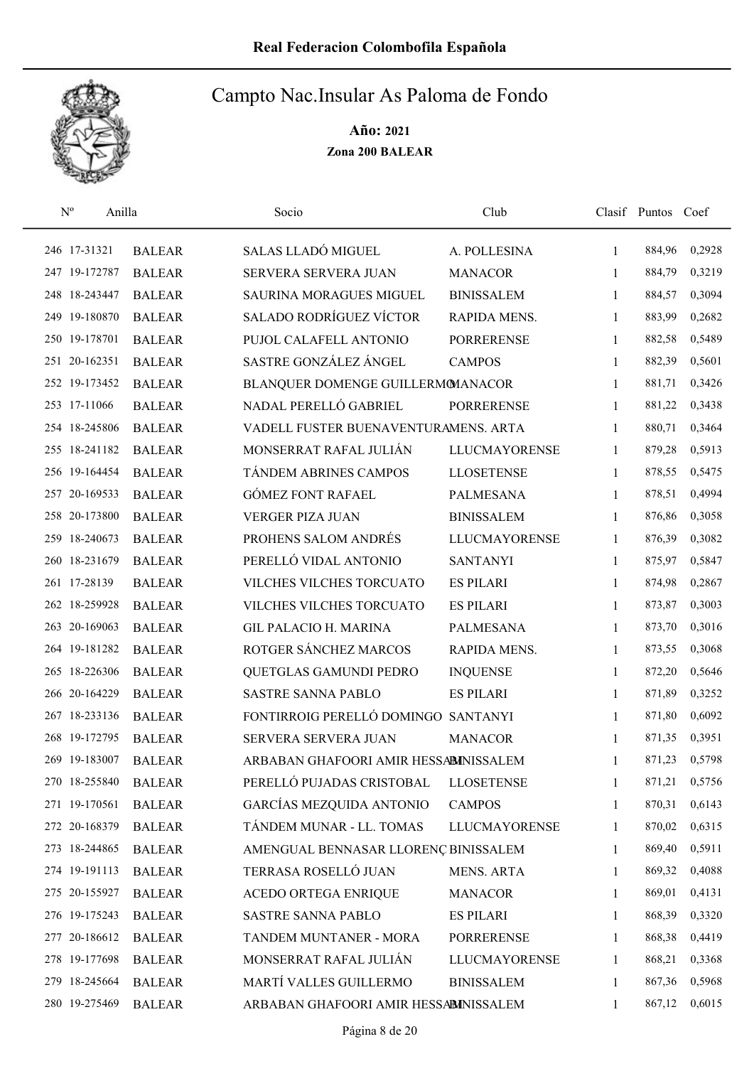# Real Federacion Colombofila Española

## Campto Nac.Insular As Paloma de Fondo

**Año: 2021**

**Zona 200 BALEAR**

| Nº | Anilla | | Socio | Club | Clasif | Puntos | Coef |
|---|---|---|---|---|---|---|---|
| 246 | 17-31321 | BALEAR | SALAS LLADÓ MIGUEL | A. POLLESINA | 1 | 884,96 | 0,2928 |
| 247 | 19-172787 | BALEAR | SERVERA SERVERA JUAN | MANACOR | 1 | 884,79 | 0,3219 |
| 248 | 18-243447 | BALEAR | SAURINA MORAGUES MIGUEL | BINISSALEM | 1 | 884,57 | 0,3094 |
| 249 | 19-180870 | BALEAR | SALADO RODRÍGUEZ VÍCTOR | RAPIDA MENS. | 1 | 883,99 | 0,2682 |
| 250 | 19-178701 | BALEAR | PUJOL CALAFELL ANTONIO | PORRERENSE | 1 | 882,58 | 0,5489 |
| 251 | 20-162351 | BALEAR | SASTRE GONZÁLEZ ÁNGEL | CAMPOS | 1 | 882,39 | 0,5601 |
| 252 | 19-173452 | BALEAR | BLANQUER DOMENGE GUILLERMO | MANACOR | 1 | 881,71 | 0,3426 |
| 253 | 17-11066 | BALEAR | NADAL PERELLÓ GABRIEL | PORRERENSE | 1 | 881,22 | 0,3438 |
| 254 | 18-245806 | BALEAR | VADELL FUSTER BUENAVENTURA | MENS. ARTA | 1 | 880,71 | 0,3464 |
| 255 | 18-241182 | BALEAR | MONSERRAT RAFAL JULIÁN | LLUCMAYORENSE | 1 | 879,28 | 0,5913 |
| 256 | 19-164454 | BALEAR | TÁNDEM ABRINES CAMPOS | LLOSETENSE | 1 | 878,55 | 0,5475 |
| 257 | 20-169533 | BALEAR | GÓMEZ FONT RAFAEL | PALMESANA | 1 | 878,51 | 0,4994 |
| 258 | 20-173800 | BALEAR | VERGER PIZA JUAN | BINISSALEM | 1 | 876,86 | 0,3058 |
| 259 | 18-240673 | BALEAR | PROHENS SALOM ANDRÉS | LLUCMAYORENSE | 1 | 876,39 | 0,3082 |
| 260 | 18-231679 | BALEAR | PERELLÓ VIDAL ANTONIO | SANTANYI | 1 | 875,97 | 0,5847 |
| 261 | 17-28139 | BALEAR | VILCHES VILCHES TORCUATO | ES PILARI | 1 | 874,98 | 0,2867 |
| 262 | 18-259928 | BALEAR | VILCHES VILCHES TORCUATO | ES PILARI | 1 | 873,87 | 0,3003 |
| 263 | 20-169063 | BALEAR | GIL PALACIO H. MARINA | PALMESANA | 1 | 873,70 | 0,3016 |
| 264 | 19-181282 | BALEAR | ROTGER SÁNCHEZ MARCOS | RAPIDA MENS. | 1 | 873,55 | 0,3068 |
| 265 | 18-226306 | BALEAR | QUETGLAS GAMUNDI PEDRO | INQUENSE | 1 | 872,20 | 0,5646 |
| 266 | 20-164229 | BALEAR | SASTRE SANNA PABLO | ES PILARI | 1 | 871,89 | 0,3252 |
| 267 | 18-233136 | BALEAR | FONTIRROIG PERELLÓ DOMINGO | SANTANYI | 1 | 871,80 | 0,6092 |
| 268 | 19-172795 | BALEAR | SERVERA SERVERA JUAN | MANACOR | 1 | 871,35 | 0,3951 |
| 269 | 19-183007 | BALEAR | ARBABAN GHAFOORI AMIR HESSAM | BINISSALEM | 1 | 871,23 | 0,5798 |
| 270 | 18-255840 | BALEAR | PERELLÓ PUJADAS CRISTOBAL | LLOSETENSE | 1 | 871,21 | 0,5756 |
| 271 | 19-170561 | BALEAR | GARCÍAS MEZQUIDA ANTONIO | CAMPOS | 1 | 870,31 | 0,6143 |
| 272 | 20-168379 | BALEAR | TÁNDEM MUNAR - LL. TOMAS | LLUCMAYORENSE | 1 | 870,02 | 0,6315 |
| 273 | 18-244865 | BALEAR | AMENGUAL BENNASAR LLORENÇ | BINISSALEM | 1 | 869,40 | 0,5911 |
| 274 | 19-191113 | BALEAR | TERRASA ROSELLÓ JUAN | MENS. ARTA | 1 | 869,32 | 0,4088 |
| 275 | 20-155927 | BALEAR | ACEDO ORTEGA ENRIQUE | MANACOR | 1 | 869,01 | 0,4131 |
| 276 | 19-175243 | BALEAR | SASTRE SANNA PABLO | ES PILARI | 1 | 868,39 | 0,3320 |
| 277 | 20-186612 | BALEAR | TANDEM MUNTANER - MORA | PORRERENSE | 1 | 868,38 | 0,4419 |
| 278 | 19-177698 | BALEAR | MONSERRAT RAFAL JULIÁN | LLUCMAYORENSE | 1 | 868,21 | 0,3368 |
| 279 | 18-245664 | BALEAR | MARTÍ VALLES GUILLERMO | BINISSALEM | 1 | 867,36 | 0,5968 |
| 280 | 19-275469 | BALEAR | ARBABAN GHAFOORI AMIR HESSAM | BINISSALEM | 1 | 867,12 | 0,6015 |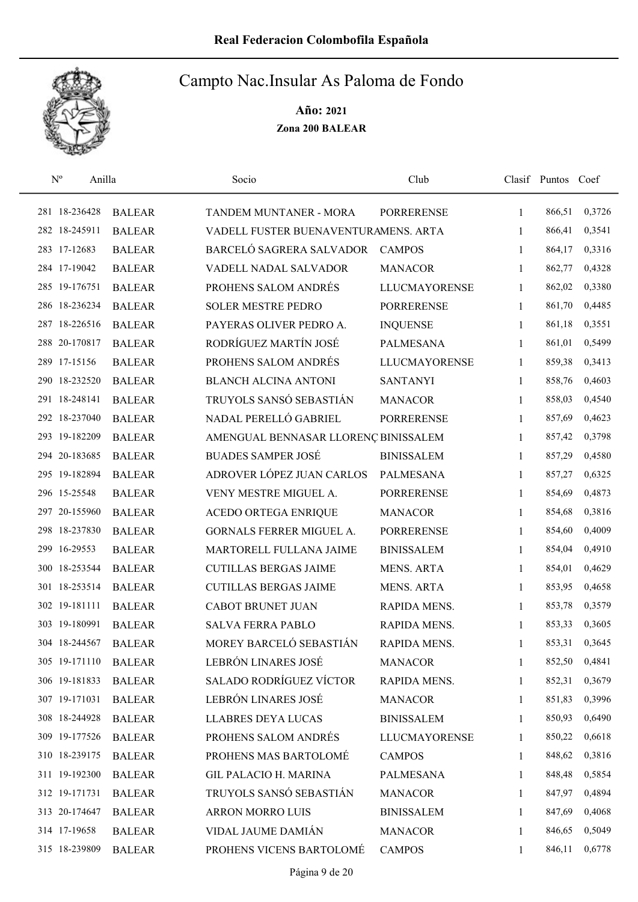Real Federacion Colombofila Española

# Campto Nac.Insular As Paloma de Fondo

**Año: 2021**

**Zona 200 BALEAR**

| Nº | Anilla | | Socio | Club | Clasif | Puntos | Coef |
|---|---|---|---|---|---|---|---|
| 281 | 18-236428 | BALEAR | TANDEM MUNTANER - MORA | PORRERENSE | 1 | 866,51 | 0,3726 |
| 282 | 18-245911 | BALEAR | VADELL FUSTER BUENAVENTURA | MENS. ARTA | 1 | 866,41 | 0,3541 |
| 283 | 17-12683 | BALEAR | BARCELÓ SAGRERA SALVADOR | CAMPOS | 1 | 864,17 | 0,3316 |
| 284 | 17-19042 | BALEAR | VADELL NADAL SALVADOR | MANACOR | 1 | 862,77 | 0,4328 |
| 285 | 19-176751 | BALEAR | PROHENS SALOM ANDRÉS | LLUCMAYORENSE | 1 | 862,02 | 0,3380 |
| 286 | 18-236234 | BALEAR | SOLER MESTRE PEDRO | PORRERENSE | 1 | 861,70 | 0,4485 |
| 287 | 18-226516 | BALEAR | PAYERAS OLIVER PEDRO A. | INQUENSE | 1 | 861,18 | 0,3551 |
| 288 | 20-170817 | BALEAR | RODRÍGUEZ MARTÍN JOSÉ | PALMESANA | 1 | 861,01 | 0,5499 |
| 289 | 17-15156 | BALEAR | PROHENS SALOM ANDRÉS | LLUCMAYORENSE | 1 | 859,38 | 0,3413 |
| 290 | 18-232520 | BALEAR | BLANCH ALCINA ANTONI | SANTANYI | 1 | 858,76 | 0,4603 |
| 291 | 18-248141 | BALEAR | TRUYOLS SANSÓ SEBASTIÁN | MANACOR | 1 | 858,03 | 0,4540 |
| 292 | 18-237040 | BALEAR | NADAL PERELLÓ GABRIEL | PORRERENSE | 1 | 857,69 | 0,4623 |
| 293 | 19-182209 | BALEAR | AMENGUAL BENNASAR LLORENÇ | BINISSALEM | 1 | 857,42 | 0,3798 |
| 294 | 20-183685 | BALEAR | BUADES SAMPER JOSÉ | BINISSALEM | 1 | 857,29 | 0,4580 |
| 295 | 19-182894 | BALEAR | ADROVER LÓPEZ JUAN CARLOS | PALMESANA | 1 | 857,27 | 0,6325 |
| 296 | 15-25548 | BALEAR | VENY MESTRE MIGUEL A. | PORRERENSE | 1 | 854,69 | 0,4873 |
| 297 | 20-155960 | BALEAR | ACEDO ORTEGA ENRIQUE | MANACOR | 1 | 854,68 | 0,3816 |
| 298 | 18-237830 | BALEAR | GORNALS FERRER MIGUEL A. | PORRERENSE | 1 | 854,60 | 0,4009 |
| 299 | 16-29553 | BALEAR | MARTORELL FULLANA JAIME | BINISSALEM | 1 | 854,04 | 0,4910 |
| 300 | 18-253544 | BALEAR | CUTILLAS BERGAS JAIME | MENS. ARTA | 1 | 854,01 | 0,4629 |
| 301 | 18-253514 | BALEAR | CUTILLAS BERGAS JAIME | MENS. ARTA | 1 | 853,95 | 0,4658 |
| 302 | 19-181111 | BALEAR | CABOT BRUNET JUAN | RAPIDA MENS. | 1 | 853,78 | 0,3579 |
| 303 | 19-180991 | BALEAR | SALVA FERRA PABLO | RAPIDA MENS. | 1 | 853,33 | 0,3605 |
| 304 | 18-244567 | BALEAR | MOREY BARCELÓ SEBASTIÁN | RAPIDA MENS. | 1 | 853,31 | 0,3645 |
| 305 | 19-171110 | BALEAR | LEBRÓN LINARES JOSÉ | MANACOR | 1 | 852,50 | 0,4841 |
| 306 | 19-181833 | BALEAR | SALADO RODRÍGUEZ VÍCTOR | RAPIDA MENS. | 1 | 852,31 | 0,3679 |
| 307 | 19-171031 | BALEAR | LEBRÓN LINARES JOSÉ | MANACOR | 1 | 851,83 | 0,3996 |
| 308 | 18-244928 | BALEAR | LLABRES DEYA LUCAS | BINISSALEM | 1 | 850,93 | 0,6490 |
| 309 | 19-177526 | BALEAR | PROHENS SALOM ANDRÉS | LLUCMAYORENSE | 1 | 850,22 | 0,6618 |
| 310 | 18-239175 | BALEAR | PROHENS MAS BARTOLOMÉ | CAMPOS | 1 | 848,62 | 0,3816 |
| 311 | 19-192300 | BALEAR | GIL PALACIO H. MARINA | PALMESANA | 1 | 848,48 | 0,5854 |
| 312 | 19-171731 | BALEAR | TRUYOLS SANSÓ SEBASTIÁN | MANACOR | 1 | 847,97 | 0,4894 |
| 313 | 20-174647 | BALEAR | ARRON MORRO LUIS | BINISSALEM | 1 | 847,69 | 0,4068 |
| 314 | 17-19658 | BALEAR | VIDAL JAUME DAMIÁN | MANACOR | 1 | 846,65 | 0,5049 |
| 315 | 18-239809 | BALEAR | PROHENS VICENS BARTOLOMÉ | CAMPOS | 1 | 846,11 | 0,6778 |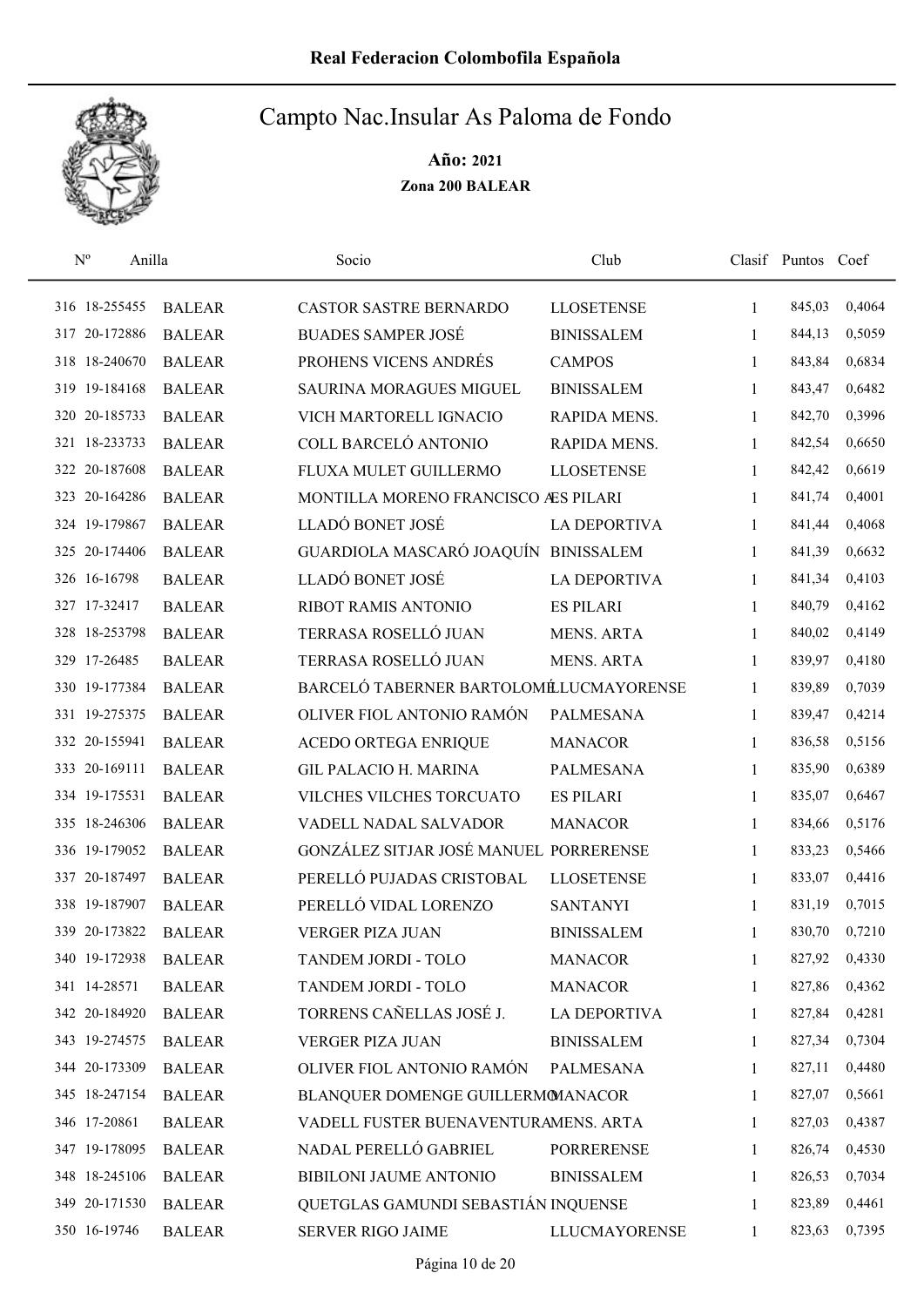# Real Federacion Colombofila Española

## Campto Nac.Insular As Paloma de Fondo

**Año: 2021**

**Zona 200 BALEAR**

| Nº | Anilla | | Socio | Club | Clasif | Puntos | Coef |
|---|---|---|---|---|---|---|---|
| 316 | 18-255455 | BALEAR | CASTOR SASTRE BERNARDO | LLOSETENSE | 1 | 845,03 | 0,4064 |
| 317 | 20-172886 | BALEAR | BUADES SAMPER JOSÉ | BINISSALEM | 1 | 844,13 | 0,5059 |
| 318 | 18-240670 | BALEAR | PROHENS VICENS ANDRÉS | CAMPOS | 1 | 843,84 | 0,6834 |
| 319 | 19-184168 | BALEAR | SAURINA MORAGUES MIGUEL | BINISSALEM | 1 | 843,47 | 0,6482 |
| 320 | 20-185733 | BALEAR | VICH MARTORELL IGNACIO | RAPIDA MENS. | 1 | 842,70 | 0,3996 |
| 321 | 18-233733 | BALEAR | COLL BARCELÓ ANTONIO | RAPIDA MENS. | 1 | 842,54 | 0,6650 |
| 322 | 20-187608 | BALEAR | FLUXA MULET GUILLERMO | LLOSETENSE | 1 | 842,42 | 0,6619 |
| 323 | 20-164286 | BALEAR | MONTILLA MORENO FRANCISCO A | ES PILARI | 1 | 841,74 | 0,4001 |
| 324 | 19-179867 | BALEAR | LLADÓ BONET JOSÉ | LA DEPORTIVA | 1 | 841,44 | 0,4068 |
| 325 | 20-174406 | BALEAR | GUARDIOLA MASCARÓ JOAQUÍN | BINISSALEM | 1 | 841,39 | 0,6632 |
| 326 | 16-16798 | BALEAR | LLADÓ BONET JOSÉ | LA DEPORTIVA | 1 | 841,34 | 0,4103 |
| 327 | 17-32417 | BALEAR | RIBOT RAMIS ANTONIO | ES PILARI | 1 | 840,79 | 0,4162 |
| 328 | 18-253798 | BALEAR | TERRASA ROSELLÓ JUAN | MENS. ARTA | 1 | 840,02 | 0,4149 |
| 329 | 17-26485 | BALEAR | TERRASA ROSELLÓ JUAN | MENS. ARTA | 1 | 839,97 | 0,4180 |
| 330 | 19-177384 | BALEAR | BARCELÓ TABERNER BARTOLOMÉ | LLUCMAYORENSE | 1 | 839,89 | 0,7039 |
| 331 | 19-275375 | BALEAR | OLIVER FIOL ANTONIO RAMÓN | PALMESANA | 1 | 839,47 | 0,4214 |
| 332 | 20-155941 | BALEAR | ACEDO ORTEGA ENRIQUE | MANACOR | 1 | 836,58 | 0,5156 |
| 333 | 20-169111 | BALEAR | GIL PALACIO H. MARINA | PALMESANA | 1 | 835,90 | 0,6389 |
| 334 | 19-175531 | BALEAR | VILCHES VILCHES TORCUATO | ES PILARI | 1 | 835,07 | 0,6467 |
| 335 | 18-246306 | BALEAR | VADELL NADAL SALVADOR | MANACOR | 1 | 834,66 | 0,5176 |
| 336 | 19-179052 | BALEAR | GONZÁLEZ SITJAR JOSÉ MANUEL | PORRERENSE | 1 | 833,23 | 0,5466 |
| 337 | 20-187497 | BALEAR | PERELLÓ PUJADAS CRISTOBAL | LLOSETENSE | 1 | 833,07 | 0,4416 |
| 338 | 19-187907 | BALEAR | PERELLÓ VIDAL LORENZO | SANTANYI | 1 | 831,19 | 0,7015 |
| 339 | 20-173822 | BALEAR | VERGER PIZA JUAN | BINISSALEM | 1 | 830,70 | 0,7210 |
| 340 | 19-172938 | BALEAR | TANDEM JORDI - TOLO | MANACOR | 1 | 827,92 | 0,4330 |
| 341 | 14-28571 | BALEAR | TANDEM JORDI - TOLO | MANACOR | 1 | 827,86 | 0,4362 |
| 342 | 20-184920 | BALEAR | TORRENS CAÑELLAS JOSÉ J. | LA DEPORTIVA | 1 | 827,84 | 0,4281 |
| 343 | 19-274575 | BALEAR | VERGER PIZA JUAN | BINISSALEM | 1 | 827,34 | 0,7304 |
| 344 | 20-173309 | BALEAR | OLIVER FIOL ANTONIO RAMÓN | PALMESANA | 1 | 827,11 | 0,4480 |
| 345 | 18-247154 | BALEAR | BLANQUER DOMENGE GUILLERMO | MANACOR | 1 | 827,07 | 0,5661 |
| 346 | 17-20861 | BALEAR | VADELL FUSTER BUENAVENTURA | MENS. ARTA | 1 | 827,03 | 0,4387 |
| 347 | 19-178095 | BALEAR | NADAL PERELLÓ GABRIEL | PORRERENSE | 1 | 826,74 | 0,4530 |
| 348 | 18-245106 | BALEAR | BIBILONI JAUME ANTONIO | BINISSALEM | 1 | 826,53 | 0,7034 |
| 349 | 20-171530 | BALEAR | QUETGLAS GAMUNDI SEBASTIÁN | INQUENSE | 1 | 823,89 | 0,4461 |
| 350 | 16-19746 | BALEAR | SERVER RIGO JAIME | LLUCMAYORENSE | 1 | 823,63 | 0,7395 |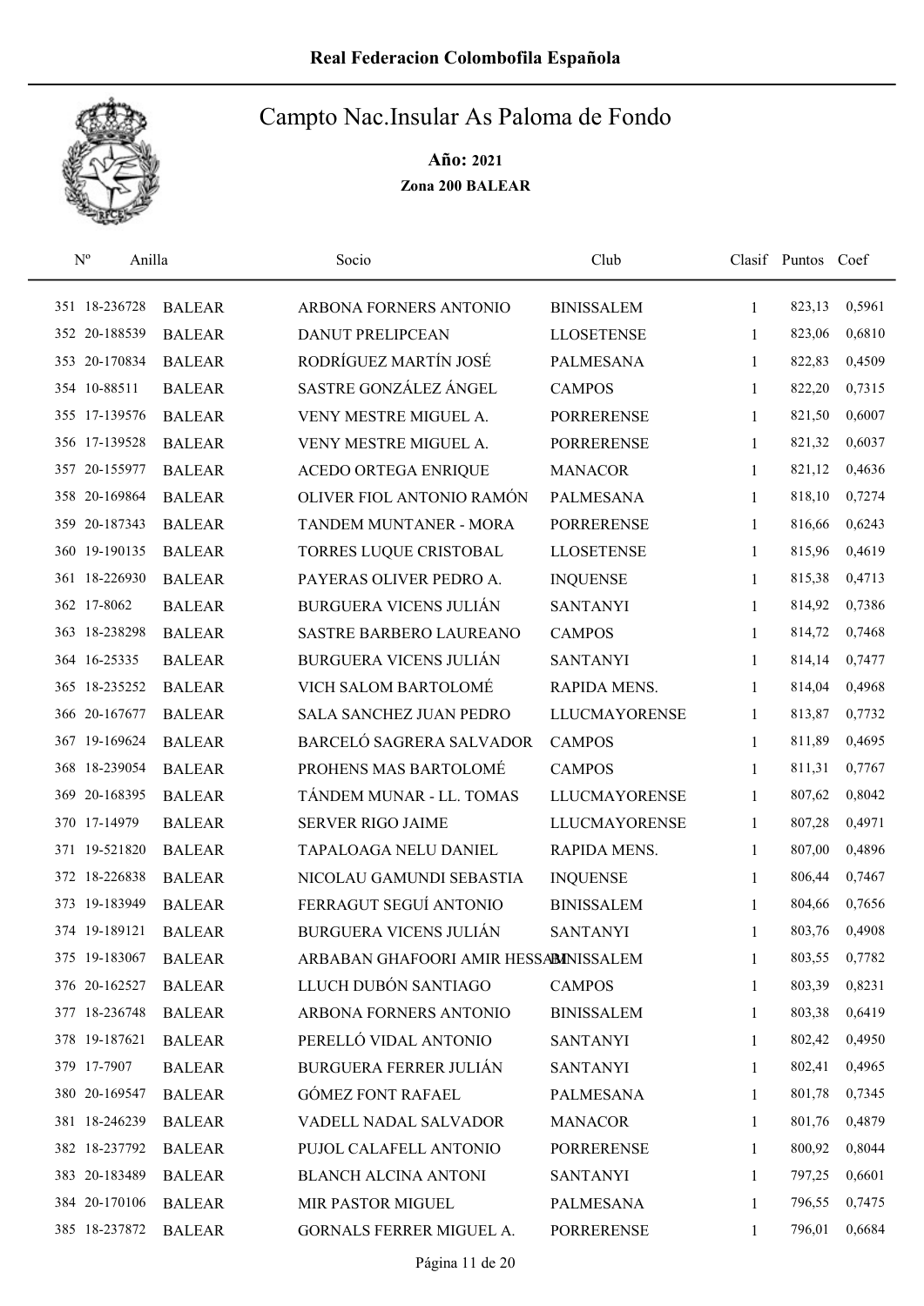# Real Federacion Colombofila Española

## Campto Nac.Insular As Paloma de Fondo

**Año: 2021**

**Zona 200 BALEAR**

| Nº | Anilla | | Socio | Club | Clasif | Puntos | Coef |
|---|---|---|---|---|---|---|---|
| 351 | 18-236728 | BALEAR | ARBONA FORNERS ANTONIO | BINISSALEM | 1 | 823,13 | 0,5961 |
| 352 | 20-188539 | BALEAR | DANUT PRELIPCEAN | LLOSETENSE | 1 | 823,06 | 0,6810 |
| 353 | 20-170834 | BALEAR | RODRÍGUEZ MARTÍN JOSÉ | PALMESANA | 1 | 822,83 | 0,4509 |
| 354 | 10-88511 | BALEAR | SASTRE GONZÁLEZ ÁNGEL | CAMPOS | 1 | 822,20 | 0,7315 |
| 355 | 17-139576 | BALEAR | VENY MESTRE MIGUEL A. | PORRERENSE | 1 | 821,50 | 0,6007 |
| 356 | 17-139528 | BALEAR | VENY MESTRE MIGUEL A. | PORRERENSE | 1 | 821,32 | 0,6037 |
| 357 | 20-155977 | BALEAR | ACEDO ORTEGA ENRIQUE | MANACOR | 1 | 821,12 | 0,4636 |
| 358 | 20-169864 | BALEAR | OLIVER FIOL ANTONIO RAMÓN | PALMESANA | 1 | 818,10 | 0,7274 |
| 359 | 20-187343 | BALEAR | TANDEM MUNTANER - MORA | PORRERENSE | 1 | 816,66 | 0,6243 |
| 360 | 19-190135 | BALEAR | TORRES LUQUE CRISTOBAL | LLOSETENSE | 1 | 815,96 | 0,4619 |
| 361 | 18-226930 | BALEAR | PAYERAS OLIVER PEDRO A. | INQUENSE | 1 | 815,38 | 0,4713 |
| 362 | 17-8062 | BALEAR | BURGUERA VICENS JULIÁN | SANTANYI | 1 | 814,92 | 0,7386 |
| 363 | 18-238298 | BALEAR | SASTRE BARBERO LAUREANO | CAMPOS | 1 | 814,72 | 0,7468 |
| 364 | 16-25335 | BALEAR | BURGUERA VICENS JULIÁN | SANTANYI | 1 | 814,14 | 0,7477 |
| 365 | 18-235252 | BALEAR | VICH SALOM BARTOLOMÉ | RAPIDA MENS. | 1 | 814,04 | 0,4968 |
| 366 | 20-167677 | BALEAR | SALA SANCHEZ JUAN PEDRO | LLUCMAYORENSE | 1 | 813,87 | 0,7732 |
| 367 | 19-169624 | BALEAR | BARCELÓ SAGRERA SALVADOR | CAMPOS | 1 | 811,89 | 0,4695 |
| 368 | 18-239054 | BALEAR | PROHENS MAS BARTOLOMÉ | CAMPOS | 1 | 811,31 | 0,7767 |
| 369 | 20-168395 | BALEAR | TÁNDEM MUNAR - LL. TOMAS | LLUCMAYORENSE | 1 | 807,62 | 0,8042 |
| 370 | 17-14979 | BALEAR | SERVER RIGO JAIME | LLUCMAYORENSE | 1 | 807,28 | 0,4971 |
| 371 | 19-521820 | BALEAR | TAPALOAGA NELU DANIEL | RAPIDA MENS. | 1 | 807,00 | 0,4896 |
| 372 | 18-226838 | BALEAR | NICOLAU GAMUNDI SEBASTIA | INQUENSE | 1 | 806,44 | 0,7467 |
| 373 | 19-183949 | BALEAR | FERRAGUT SEGUÍ ANTONIO | BINISSALEM | 1 | 804,66 | 0,7656 |
| 374 | 19-189121 | BALEAR | BURGUERA VICENS JULIÁN | SANTANYI | 1 | 803,76 | 0,4908 |
| 375 | 19-183067 | BALEAR | ARBABAN GHAFOORI AMIR HESSAM | BINISSALEM | 1 | 803,55 | 0,7782 |
| 376 | 20-162527 | BALEAR | LLUCH DUBÓN SANTIAGO | CAMPOS | 1 | 803,39 | 0,8231 |
| 377 | 18-236748 | BALEAR | ARBONA FORNERS ANTONIO | BINISSALEM | 1 | 803,38 | 0,6419 |
| 378 | 19-187621 | BALEAR | PERELLÓ VIDAL ANTONIO | SANTANYI | 1 | 802,42 | 0,4950 |
| 379 | 17-7907 | BALEAR | BURGUERA FERRER JULIÁN | SANTANYI | 1 | 802,41 | 0,4965 |
| 380 | 20-169547 | BALEAR | GÓMEZ FONT RAFAEL | PALMESANA | 1 | 801,78 | 0,7345 |
| 381 | 18-246239 | BALEAR | VADELL NADAL SALVADOR | MANACOR | 1 | 801,76 | 0,4879 |
| 382 | 18-237792 | BALEAR | PUJOL CALAFELL ANTONIO | PORRERENSE | 1 | 800,92 | 0,8044 |
| 383 | 20-183489 | BALEAR | BLANCH ALCINA ANTONI | SANTANYI | 1 | 797,25 | 0,6601 |
| 384 | 20-170106 | BALEAR | MIR PASTOR MIGUEL | PALMESANA | 1 | 796,55 | 0,7475 |
| 385 | 18-237872 | BALEAR | GORNALS FERRER MIGUEL A. | PORRERENSE | 1 | 796,01 | 0,6684 |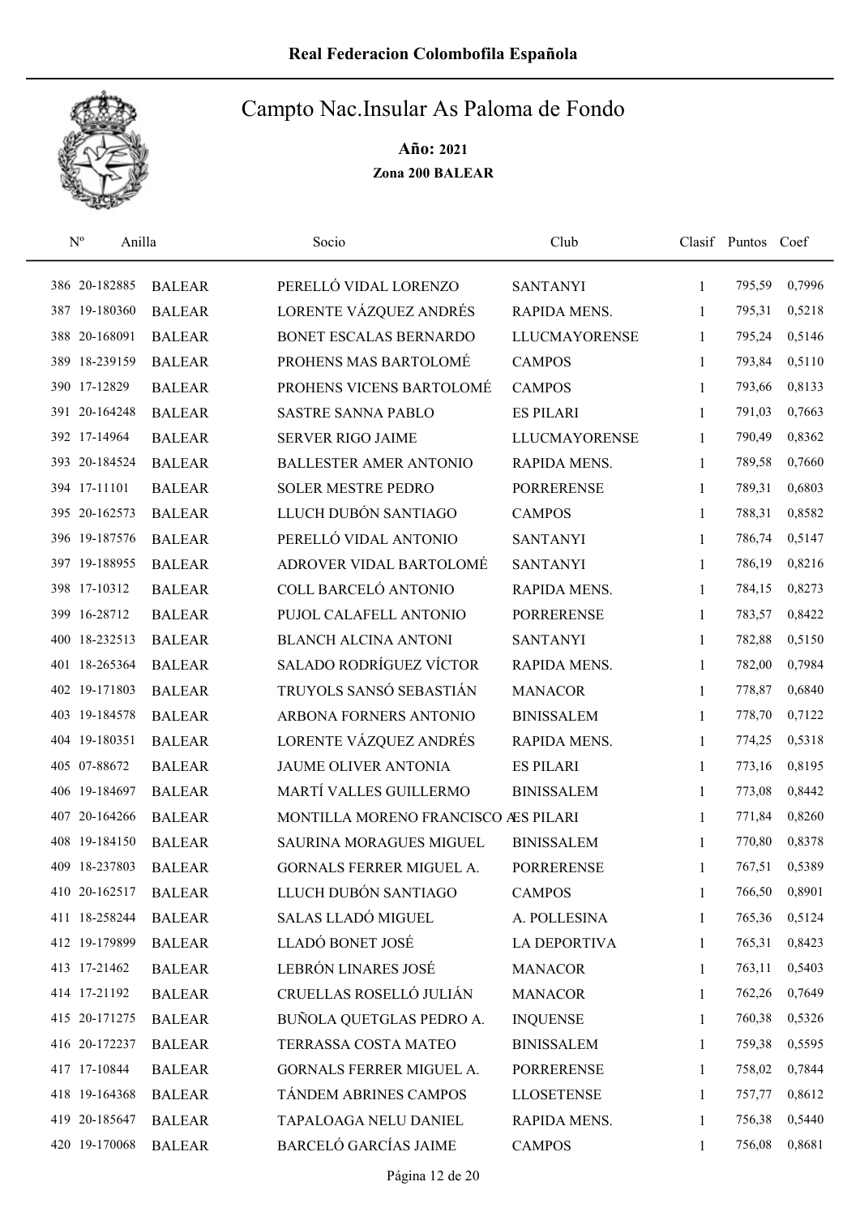# Real Federacion Colombofila Española

## Campto Nac.Insular As Paloma de Fondo

**Año: 2021**

**Zona 200 BALEAR**

| Nº | Anilla | | Socio | Club | Clasif | Puntos | Coef |
|---|---|---|---|---|---|---|---|
| 386 | 20-182885 | BALEAR | PERELLÓ VIDAL LORENZO | SANTANYI | 1 | 795,59 | 0,7996 |
| 387 | 19-180360 | BALEAR | LORENTE VÁZQUEZ ANDRÉS | RAPIDA MENS. | 1 | 795,31 | 0,5218 |
| 388 | 20-168091 | BALEAR | BONET ESCALAS BERNARDO | LLUCMAYORENSE | 1 | 795,24 | 0,5146 |
| 389 | 18-239159 | BALEAR | PROHENS MAS BARTOLOMÉ | CAMPOS | 1 | 793,84 | 0,5110 |
| 390 | 17-12829 | BALEAR | PROHENS VICENS BARTOLOMÉ | CAMPOS | 1 | 793,66 | 0,8133 |
| 391 | 20-164248 | BALEAR | SASTRE SANNA PABLO | ES PILARI | 1 | 791,03 | 0,7663 |
| 392 | 17-14964 | BALEAR | SERVER RIGO JAIME | LLUCMAYORENSE | 1 | 790,49 | 0,8362 |
| 393 | 20-184524 | BALEAR | BALLESTER AMER ANTONIO | RAPIDA MENS. | 1 | 789,58 | 0,7660 |
| 394 | 17-11101 | BALEAR | SOLER MESTRE PEDRO | PORRERENSE | 1 | 789,31 | 0,6803 |
| 395 | 20-162573 | BALEAR | LLUCH DUBÓN SANTIAGO | CAMPOS | 1 | 788,31 | 0,8582 |
| 396 | 19-187576 | BALEAR | PERELLÓ VIDAL ANTONIO | SANTANYI | 1 | 786,74 | 0,5147 |
| 397 | 19-188955 | BALEAR | ADROVER VIDAL BARTOLOMÉ | SANTANYI | 1 | 786,19 | 0,8216 |
| 398 | 17-10312 | BALEAR | COLL BARCELÓ ANTONIO | RAPIDA MENS. | 1 | 784,15 | 0,8273 |
| 399 | 16-28712 | BALEAR | PUJOL CALAFELL ANTONIO | PORRERENSE | 1 | 783,57 | 0,8422 |
| 400 | 18-232513 | BALEAR | BLANCH ALCINA ANTONI | SANTANYI | 1 | 782,88 | 0,5150 |
| 401 | 18-265364 | BALEAR | SALADO RODRÍGUEZ VÍCTOR | RAPIDA MENS. | 1 | 782,00 | 0,7984 |
| 402 | 19-171803 | BALEAR | TRUYOLS SANSÓ SEBASTIÁN | MANACOR | 1 | 778,87 | 0,6840 |
| 403 | 19-184578 | BALEAR | ARBONA FORNERS ANTONIO | BINISSALEM | 1 | 778,70 | 0,7122 |
| 404 | 19-180351 | BALEAR | LORENTE VÁZQUEZ ANDRÉS | RAPIDA MENS. | 1 | 774,25 | 0,5318 |
| 405 | 07-88672 | BALEAR | JAUME OLIVER ANTONIA | ES PILARI | 1 | 773,16 | 0,8195 |
| 406 | 19-184697 | BALEAR | MARTÍ VALLES GUILLERMO | BINISSALEM | 1 | 773,08 | 0,8442 |
| 407 | 20-164266 | BALEAR | MONTILLA MORENO FRANCISCO A | ES PILARI | 1 | 771,84 | 0,8260 |
| 408 | 19-184150 | BALEAR | SAURINA MORAGUES MIGUEL | BINISSALEM | 1 | 770,80 | 0,8378 |
| 409 | 18-237803 | BALEAR | GORNALS FERRER MIGUEL A. | PORRERENSE | 1 | 767,51 | 0,5389 |
| 410 | 20-162517 | BALEAR | LLUCH DUBÓN SANTIAGO | CAMPOS | 1 | 766,50 | 0,8901 |
| 411 | 18-258244 | BALEAR | SALAS LLADÓ MIGUEL | A. POLLESINA | 1 | 765,36 | 0,5124 |
| 412 | 19-179899 | BALEAR | LLADÓ BONET JOSÉ | LA DEPORTIVA | 1 | 765,31 | 0,8423 |
| 413 | 17-21462 | BALEAR | LEBRÓN LINARES JOSÉ | MANACOR | 1 | 763,11 | 0,5403 |
| 414 | 17-21192 | BALEAR | CRUELLAS ROSELLÓ JULIÁN | MANACOR | 1 | 762,26 | 0,7649 |
| 415 | 20-171275 | BALEAR | BUÑOLA QUETGLAS PEDRO A. | INQUENSE | 1 | 760,38 | 0,5326 |
| 416 | 20-172237 | BALEAR | TERRASSA COSTA MATEO | BINISSALEM | 1 | 759,38 | 0,5595 |
| 417 | 17-10844 | BALEAR | GORNALS FERRER MIGUEL A. | PORRERENSE | 1 | 758,02 | 0,7844 |
| 418 | 19-164368 | BALEAR | TÁNDEM ABRINES CAMPOS | LLOSETENSE | 1 | 757,77 | 0,8612 |
| 419 | 20-185647 | BALEAR | TAPALOAGA NELU DANIEL | RAPIDA MENS. | 1 | 756,38 | 0,5440 |
| 420 | 19-170068 | BALEAR | BARCELÓ GARCÍAS JAIME | CAMPOS | 1 | 756,08 | 0,8681 |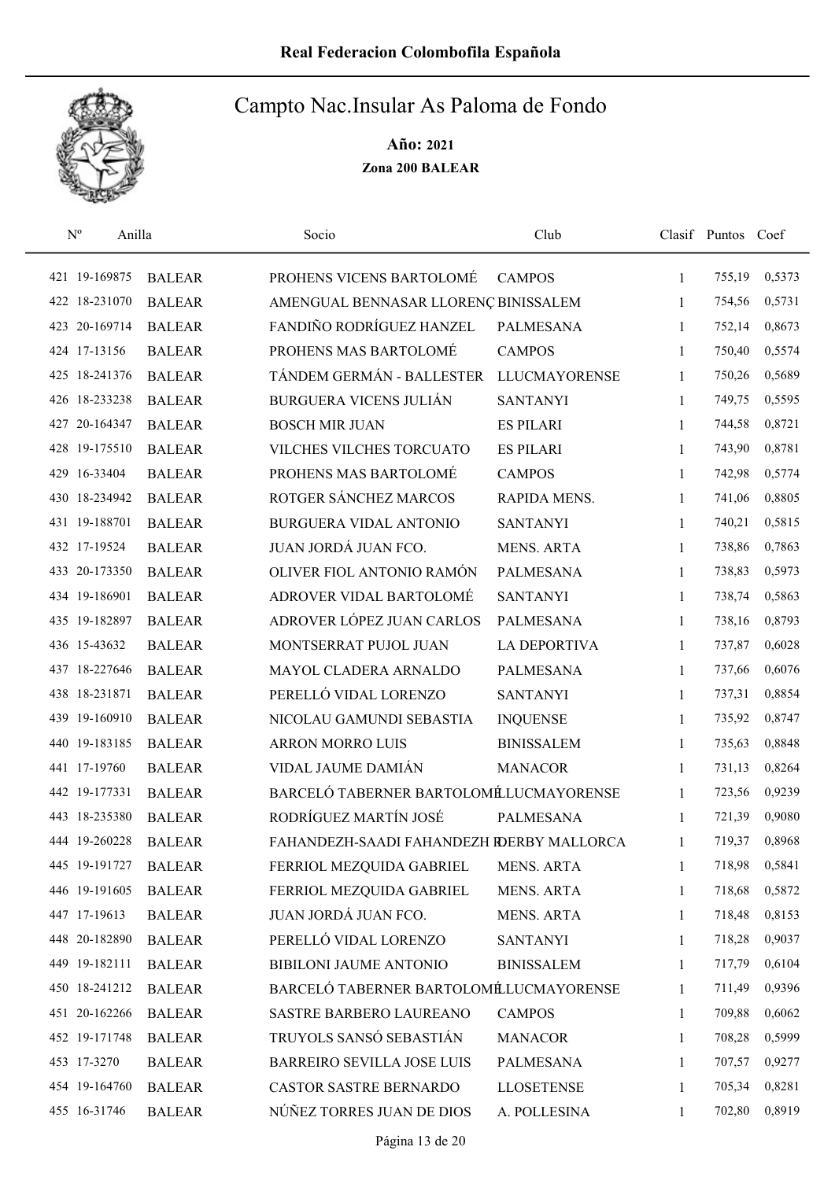Real Federacion Colombofila Española

# Campto Nac.Insular As Paloma de Fondo

**Año: 2021**

**Zona 200 BALEAR**

| Nº | Anilla | | Socio | Club | Clasif | Puntos | Coef |
|---|---|---|---|---|---|---|---|
| 421 | 19-169875 | BALEAR | PROHENS VICENS BARTOLOMÉ | CAMPOS | 1 | 755,19 | 0,5373 |
| 422 | 18-231070 | BALEAR | AMENGUAL BENNASAR LLORENÇ | BINISSALEM | 1 | 754,56 | 0,5731 |
| 423 | 20-169714 | BALEAR | FANDIÑO RODRÍGUEZ HANZEL | PALMESANA | 1 | 752,14 | 0,8673 |
| 424 | 17-13156 | BALEAR | PROHENS MAS BARTOLOMÉ | CAMPOS | 1 | 750,40 | 0,5574 |
| 425 | 18-241376 | BALEAR | TÁNDEM GERMÁN - BALLESTER | LLUCMAYORENSE | 1 | 750,26 | 0,5689 |
| 426 | 18-233238 | BALEAR | BURGUERA VICENS JULIÁN | SANTANYI | 1 | 749,75 | 0,5595 |
| 427 | 20-164347 | BALEAR | BOSCH MIR JUAN | ES PILARI | 1 | 744,58 | 0,8721 |
| 428 | 19-175510 | BALEAR | VILCHES VILCHES TORCUATO | ES PILARI | 1 | 743,90 | 0,8781 |
| 429 | 16-33404 | BALEAR | PROHENS MAS BARTOLOMÉ | CAMPOS | 1 | 742,98 | 0,5774 |
| 430 | 18-234942 | BALEAR | ROTGER SÁNCHEZ MARCOS | RAPIDA MENS. | 1 | 741,06 | 0,8805 |
| 431 | 19-188701 | BALEAR | BURGUERA VIDAL ANTONIO | SANTANYI | 1 | 740,21 | 0,5815 |
| 432 | 17-19524 | BALEAR | JUAN JORDÁ JUAN FCO. | MENS. ARTA | 1 | 738,86 | 0,7863 |
| 433 | 20-173350 | BALEAR | OLIVER FIOL ANTONIO RAMÓN | PALMESANA | 1 | 738,83 | 0,5973 |
| 434 | 19-186901 | BALEAR | ADROVER VIDAL BARTOLOMÉ | SANTANYI | 1 | 738,74 | 0,5863 |
| 435 | 19-182897 | BALEAR | ADROVER LÓPEZ JUAN CARLOS | PALMESANA | 1 | 738,16 | 0,8793 |
| 436 | 15-43632 | BALEAR | MONTSERRAT PUJOL JUAN | LA DEPORTIVA | 1 | 737,87 | 0,6028 |
| 437 | 18-227646 | BALEAR | MAYOL CLADERA ARNALDO | PALMESANA | 1 | 737,66 | 0,6076 |
| 438 | 18-231871 | BALEAR | PERELLÓ VIDAL LORENZO | SANTANYI | 1 | 737,31 | 0,8854 |
| 439 | 19-160910 | BALEAR | NICOLAU GAMUNDI SEBASTIA | INQUENSE | 1 | 735,92 | 0,8747 |
| 440 | 19-183185 | BALEAR | ARRON MORRO LUIS | BINISSALEM | 1 | 735,63 | 0,8848 |
| 441 | 17-19760 | BALEAR | VIDAL JAUME DAMIÁN | MANACOR | 1 | 731,13 | 0,8264 |
| 442 | 19-177331 | BALEAR | BARCELÓ TABERNER BARTOLOMÉ | LLUCMAYORENSE | 1 | 723,56 | 0,9239 |
| 443 | 18-235380 | BALEAR | RODRÍGUEZ MARTÍN JOSÉ | PALMESANA | 1 | 721,39 | 0,9080 |
| 444 | 19-260228 | BALEAR | FAHANDEZH-SAADI FAHANDEZH R | DERBY MALLORCA | 1 | 719,37 | 0,8968 |
| 445 | 19-191727 | BALEAR | FERRIOL MEZQUIDA GABRIEL | MENS. ARTA | 1 | 718,98 | 0,5841 |
| 446 | 19-191605 | BALEAR | FERRIOL MEZQUIDA GABRIEL | MENS. ARTA | 1 | 718,68 | 0,5872 |
| 447 | 17-19613 | BALEAR | JUAN JORDÁ JUAN FCO. | MENS. ARTA | 1 | 718,48 | 0,8153 |
| 448 | 20-182890 | BALEAR | PERELLÓ VIDAL LORENZO | SANTANYI | 1 | 718,28 | 0,9037 |
| 449 | 19-182111 | BALEAR | BIBILONI JAUME ANTONIO | BINISSALEM | 1 | 717,79 | 0,6104 |
| 450 | 18-241212 | BALEAR | BARCELÓ TABERNER BARTOLOMÉ | LLUCMAYORENSE | 1 | 711,49 | 0,9396 |
| 451 | 20-162266 | BALEAR | SASTRE BARBERO LAUREANO | CAMPOS | 1 | 709,88 | 0,6062 |
| 452 | 19-171748 | BALEAR | TRUYOLS SANSÓ SEBASTIÁN | MANACOR | 1 | 708,28 | 0,5999 |
| 453 | 17-3270 | BALEAR | BARREIRO SEVILLA JOSE LUIS | PALMESANA | 1 | 707,57 | 0,9277 |
| 454 | 19-164760 | BALEAR | CASTOR SASTRE BERNARDO | LLOSETENSE | 1 | 705,34 | 0,8281 |
| 455 | 16-31746 | BALEAR | NÚÑEZ TORRES JUAN DE DIOS | A. POLLESINA | 1 | 702,80 | 0,8919 |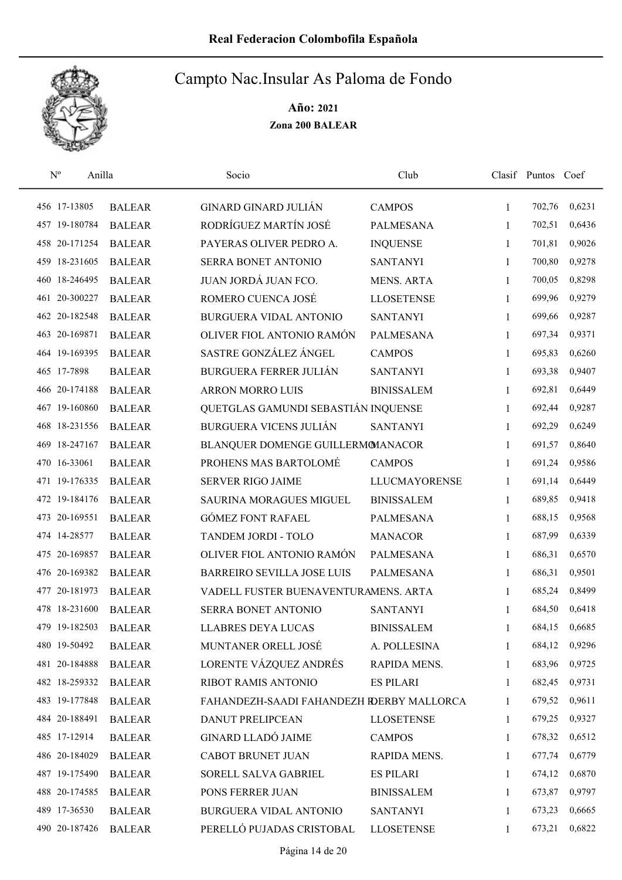# Real Federacion Colombofila Española

## Campto Nac.Insular As Paloma de Fondo

**Año: 2021**

**Zona 200 BALEAR**

| Nº | Anilla | | Socio | Club | Clasif | Puntos | Coef |
|---|---|---|---|---|---|---|---|
| 456 | 17-13805 | BALEAR | GINARD GINARD JULIÁN | CAMPOS | 1 | 702,76 | 0,6231 |
| 457 | 19-180784 | BALEAR | RODRÍGUEZ MARTÍN JOSÉ | PALMESANA | 1 | 702,51 | 0,6436 |
| 458 | 20-171254 | BALEAR | PAYERAS OLIVER PEDRO A. | INQUENSE | 1 | 701,81 | 0,9026 |
| 459 | 18-231605 | BALEAR | SERRA BONET ANTONIO | SANTANYI | 1 | 700,80 | 0,9278 |
| 460 | 18-246495 | BALEAR | JUAN JORDÁ JUAN FCO. | MENS. ARTA | 1 | 700,05 | 0,8298 |
| 461 | 20-300227 | BALEAR | ROMERO CUENCA JOSÉ | LLOSETENSE | 1 | 699,96 | 0,9279 |
| 462 | 20-182548 | BALEAR | BURGUERA VIDAL ANTONIO | SANTANYI | 1 | 699,66 | 0,9287 |
| 463 | 20-169871 | BALEAR | OLIVER FIOL ANTONIO RAMÓN | PALMESANA | 1 | 697,34 | 0,9371 |
| 464 | 19-169395 | BALEAR | SASTRE GONZÁLEZ ÁNGEL | CAMPOS | 1 | 695,83 | 0,6260 |
| 465 | 17-7898 | BALEAR | BURGUERA FERRER JULIÁN | SANTANYI | 1 | 693,38 | 0,9407 |
| 466 | 20-174188 | BALEAR | ARRON MORRO LUIS | BINISSALEM | 1 | 692,81 | 0,6449 |
| 467 | 19-160860 | BALEAR | QUETGLAS GAMUNDI SEBASTIÁN | INQUENSE | 1 | 692,44 | 0,9287 |
| 468 | 18-231556 | BALEAR | BURGUERA VICENS JULIÁN | SANTANYI | 1 | 692,29 | 0,6249 |
| 469 | 18-247167 | BALEAR | BLANQUER DOMENGE GUILLERMO | MANACOR | 1 | 691,57 | 0,8640 |
| 470 | 16-33061 | BALEAR | PROHENS MAS BARTOLOMÉ | CAMPOS | 1 | 691,24 | 0,9586 |
| 471 | 19-176335 | BALEAR | SERVER RIGO JAIME | LLUCMAYORENSE | 1 | 691,14 | 0,6449 |
| 472 | 19-184176 | BALEAR | SAURINA MORAGUES MIGUEL | BINISSALEM | 1 | 689,85 | 0,9418 |
| 473 | 20-169551 | BALEAR | GÓMEZ FONT RAFAEL | PALMESANA | 1 | 688,15 | 0,9568 |
| 474 | 14-28577 | BALEAR | TANDEM JORDI - TOLO | MANACOR | 1 | 687,99 | 0,6339 |
| 475 | 20-169857 | BALEAR | OLIVER FIOL ANTONIO RAMÓN | PALMESANA | 1 | 686,31 | 0,6570 |
| 476 | 20-169382 | BALEAR | BARREIRO SEVILLA JOSE LUIS | PALMESANA | 1 | 686,31 | 0,9501 |
| 477 | 20-181973 | BALEAR | VADELL FUSTER BUENAVENTURA | MENS. ARTA | 1 | 685,24 | 0,8499 |
| 478 | 18-231600 | BALEAR | SERRA BONET ANTONIO | SANTANYI | 1 | 684,50 | 0,6418 |
| 479 | 19-182503 | BALEAR | LLABRES DEYA LUCAS | BINISSALEM | 1 | 684,15 | 0,6685 |
| 480 | 19-50492 | BALEAR | MUNTANER ORELL JOSÉ | A. POLLESINA | 1 | 684,12 | 0,9296 |
| 481 | 20-184888 | BALEAR | LORENTE VÁZQUEZ ANDRÉS | RAPIDA MENS. | 1 | 683,96 | 0,9725 |
| 482 | 18-259332 | BALEAR | RIBOT RAMIS ANTONIO | ES PILARI | 1 | 682,45 | 0,9731 |
| 483 | 19-177848 | BALEAR | FAHANDEZH-SAADI FAHANDEZH R | DERBY MALLORCA | 1 | 679,52 | 0,9611 |
| 484 | 20-188491 | BALEAR | DANUT PRELIPCEAN | LLOSETENSE | 1 | 679,25 | 0,9327 |
| 485 | 17-12914 | BALEAR | GINARD LLADÓ JAIME | CAMPOS | 1 | 678,32 | 0,6512 |
| 486 | 20-184029 | BALEAR | CABOT BRUNET JUAN | RAPIDA MENS. | 1 | 677,74 | 0,6779 |
| 487 | 19-175490 | BALEAR | SORELL SALVA GABRIEL | ES PILARI | 1 | 674,12 | 0,6870 |
| 488 | 20-174585 | BALEAR | PONS FERRER JUAN | BINISSALEM | 1 | 673,87 | 0,9797 |
| 489 | 17-36530 | BALEAR | BURGUERA VIDAL ANTONIO | SANTANYI | 1 | 673,23 | 0,6665 |
| 490 | 20-187426 | BALEAR | PERELLÓ PUJADAS CRISTOBAL | LLOSETENSE | 1 | 673,21 | 0,6822 |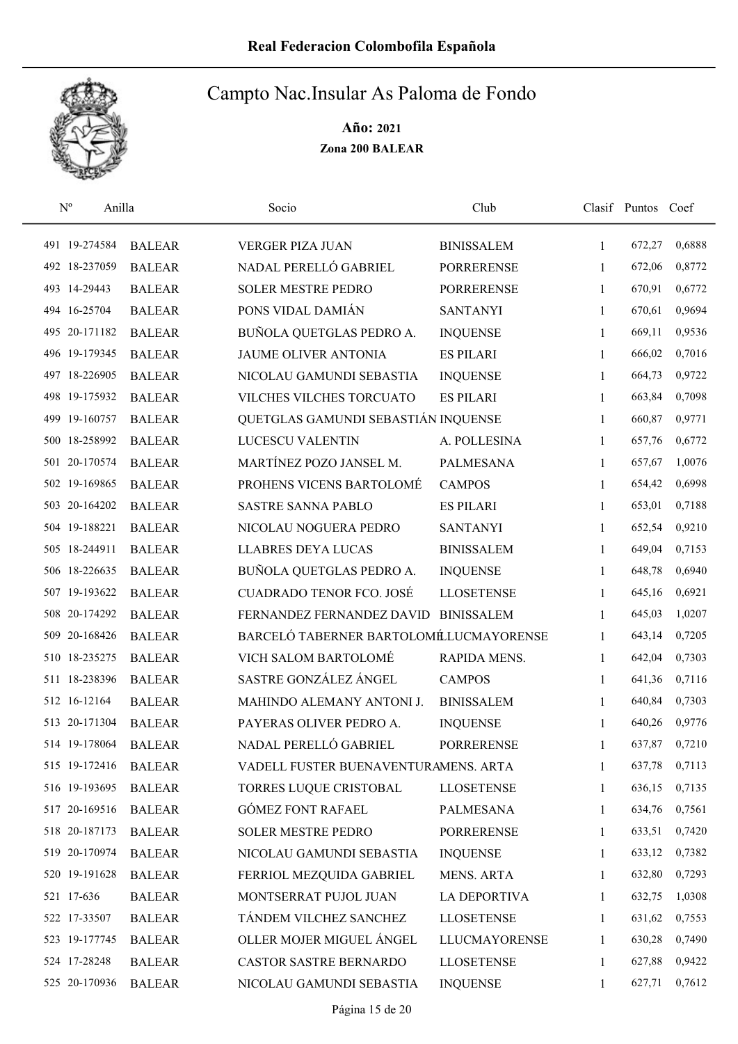# Real Federacion Colombofila Española

## Campto Nac.Insular As Paloma de Fondo

**Año: 2021**

**Zona 200 BALEAR**

| Nº | Anilla | | Socio | Club | Clasif | Puntos | Coef |
|---|---|---|---|---|---|---|---|
| 491 | 19-274584 | BALEAR | VERGER PIZA JUAN | BINISSALEM | 1 | 672,27 | 0,6888 |
| 492 | 18-237059 | BALEAR | NADAL PERELLÓ GABRIEL | PORRERENSE | 1 | 672,06 | 0,8772 |
| 493 | 14-29443 | BALEAR | SOLER MESTRE PEDRO | PORRERENSE | 1 | 670,91 | 0,6772 |
| 494 | 16-25704 | BALEAR | PONS VIDAL DAMIÁN | SANTANYI | 1 | 670,61 | 0,9694 |
| 495 | 20-171182 | BALEAR | BUÑOLA QUETGLAS PEDRO A. | INQUENSE | 1 | 669,11 | 0,9536 |
| 496 | 19-179345 | BALEAR | JAUME OLIVER ANTONIA | ES PILARI | 1 | 666,02 | 0,7016 |
| 497 | 18-226905 | BALEAR | NICOLAU GAMUNDI SEBASTIA | INQUENSE | 1 | 664,73 | 0,9722 |
| 498 | 19-175932 | BALEAR | VILCHES VILCHES TORCUATO | ES PILARI | 1 | 663,84 | 0,7098 |
| 499 | 19-160757 | BALEAR | QUETGLAS GAMUNDI SEBASTIÁN | INQUENSE | 1 | 660,87 | 0,9771 |
| 500 | 18-258992 | BALEAR | LUCESCU VALENTIN | A. POLLESINA | 1 | 657,76 | 0,6772 |
| 501 | 20-170574 | BALEAR | MARTÍNEZ POZO JANSEL M. | PALMESANA | 1 | 657,67 | 1,0076 |
| 502 | 19-169865 | BALEAR | PROHENS VICENS BARTOLOMÉ | CAMPOS | 1 | 654,42 | 0,6998 |
| 503 | 20-164202 | BALEAR | SASTRE SANNA PABLO | ES PILARI | 1 | 653,01 | 0,7188 |
| 504 | 19-188221 | BALEAR | NICOLAU NOGUERA PEDRO | SANTANYI | 1 | 652,54 | 0,9210 |
| 505 | 18-244911 | BALEAR | LLABRES DEYA LUCAS | BINISSALEM | 1 | 649,04 | 0,7153 |
| 506 | 18-226635 | BALEAR | BUÑOLA QUETGLAS PEDRO A. | INQUENSE | 1 | 648,78 | 0,6940 |
| 507 | 19-193622 | BALEAR | CUADRADO TENOR FCO. JOSÉ | LLOSETENSE | 1 | 645,16 | 0,6921 |
| 508 | 20-174292 | BALEAR | FERNANDEZ FERNANDEZ DAVID | BINISSALEM | 1 | 645,03 | 1,0207 |
| 509 | 20-168426 | BALEAR | BARCELÓ TABERNER BARTOLOMÉ | LLUCMAYORENSE | 1 | 643,14 | 0,7205 |
| 510 | 18-235275 | BALEAR | VICH SALOM BARTOLOMÉ | RAPIDA MENS. | 1 | 642,04 | 0,7303 |
| 511 | 18-238396 | BALEAR | SASTRE GONZÁLEZ ÁNGEL | CAMPOS | 1 | 641,36 | 0,7116 |
| 512 | 16-12164 | BALEAR | MAHINDO ALEMANY ANTONI J. | BINISSALEM | 1 | 640,84 | 0,7303 |
| 513 | 20-171304 | BALEAR | PAYERAS OLIVER PEDRO A. | INQUENSE | 1 | 640,26 | 0,9776 |
| 514 | 19-178064 | BALEAR | NADAL PERELLÓ GABRIEL | PORRERENSE | 1 | 637,87 | 0,7210 |
| 515 | 19-172416 | BALEAR | VADELL FUSTER BUENAVENTURA | MENS. ARTA | 1 | 637,78 | 0,7113 |
| 516 | 19-193695 | BALEAR | TORRES LUQUE CRISTOBAL | LLOSETENSE | 1 | 636,15 | 0,7135 |
| 517 | 20-169516 | BALEAR | GÓMEZ FONT RAFAEL | PALMESANA | 1 | 634,76 | 0,7561 |
| 518 | 20-187173 | BALEAR | SOLER MESTRE PEDRO | PORRERENSE | 1 | 633,51 | 0,7420 |
| 519 | 20-170974 | BALEAR | NICOLAU GAMUNDI SEBASTIA | INQUENSE | 1 | 633,12 | 0,7382 |
| 520 | 19-191628 | BALEAR | FERRIOL MEZQUIDA GABRIEL | MENS. ARTA | 1 | 632,80 | 0,7293 |
| 521 | 17-636 | BALEAR | MONTSERRAT PUJOL JUAN | LA DEPORTIVA | 1 | 632,75 | 1,0308 |
| 522 | 17-33507 | BALEAR | TÁNDEM VILCHEZ SANCHEZ | LLOSETENSE | 1 | 631,62 | 0,7553 |
| 523 | 19-177745 | BALEAR | OLLER MOJER MIGUEL ÁNGEL | LLUCMAYORENSE | 1 | 630,28 | 0,7490 |
| 524 | 17-28248 | BALEAR | CASTOR SASTRE BERNARDO | LLOSETENSE | 1 | 627,88 | 0,9422 |
| 525 | 20-170936 | BALEAR | NICOLAU GAMUNDI SEBASTIA | INQUENSE | 1 | 627,71 | 0,7612 |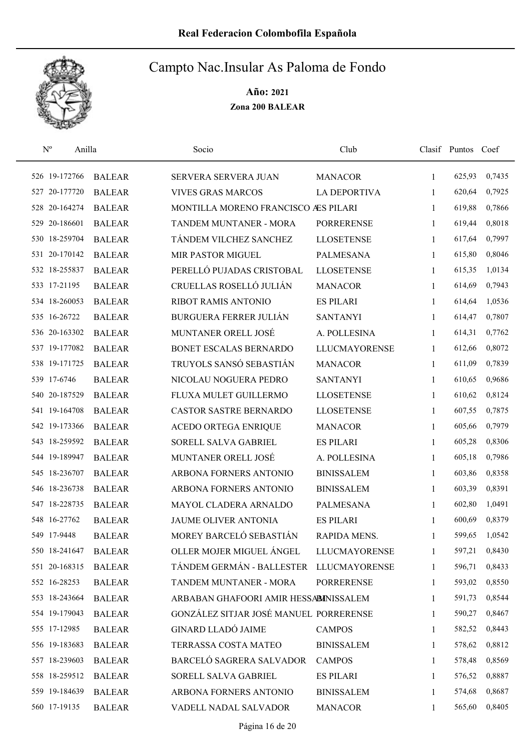Real Federacion Colombofila Española

# Campto Nac.Insular As Paloma de Fondo

**Año: 2021**

**Zona 200 BALEAR**

| Nº | Anilla | | Socio | Club | Clasif | Puntos | Coef |
|---|---|---|---|---|---|---|---|
| 526 | 19-172766 | BALEAR | SERVERA SERVERA JUAN | MANACOR | 1 | 625,93 | 0,7435 |
| 527 | 20-177720 | BALEAR | VIVES GRAS MARCOS | LA DEPORTIVA | 1 | 620,64 | 0,7925 |
| 528 | 20-164274 | BALEAR | MONTILLA MORENO FRANCISCO A | ES PILARI | 1 | 619,88 | 0,7866 |
| 529 | 20-186601 | BALEAR | TANDEM MUNTANER - MORA | PORRERENSE | 1 | 619,44 | 0,8018 |
| 530 | 18-259704 | BALEAR | TÁNDEM VILCHEZ SANCHEZ | LLOSETENSE | 1 | 617,64 | 0,7997 |
| 531 | 20-170142 | BALEAR | MIR PASTOR MIGUEL | PALMESANA | 1 | 615,80 | 0,8046 |
| 532 | 18-255837 | BALEAR | PERELLÓ PUJADAS CRISTOBAL | LLOSETENSE | 1 | 615,35 | 1,0134 |
| 533 | 17-21195 | BALEAR | CRUELLAS ROSELLÓ JULIÁN | MANACOR | 1 | 614,69 | 0,7943 |
| 534 | 18-260053 | BALEAR | RIBOT RAMIS ANTONIO | ES PILARI | 1 | 614,64 | 1,0536 |
| 535 | 16-26722 | BALEAR | BURGUERA FERRER JULIÁN | SANTANYI | 1 | 614,47 | 0,7807 |
| 536 | 20-163302 | BALEAR | MUNTANER ORELL JOSÉ | A. POLLESINA | 1 | 614,31 | 0,7762 |
| 537 | 19-177082 | BALEAR | BONET ESCALAS BERNARDO | LLUCMAYORENSE | 1 | 612,66 | 0,8072 |
| 538 | 19-171725 | BALEAR | TRUYOLS SANSÓ SEBASTIÁN | MANACOR | 1 | 611,09 | 0,7839 |
| 539 | 17-6746 | BALEAR | NICOLAU NOGUERA PEDRO | SANTANYI | 1 | 610,65 | 0,9686 |
| 540 | 20-187529 | BALEAR | FLUXA MULET GUILLERMO | LLOSETENSE | 1 | 610,62 | 0,8124 |
| 541 | 19-164708 | BALEAR | CASTOR SASTRE BERNARDO | LLOSETENSE | 1 | 607,55 | 0,7875 |
| 542 | 19-173366 | BALEAR | ACEDO ORTEGA ENRIQUE | MANACOR | 1 | 605,66 | 0,7979 |
| 543 | 18-259592 | BALEAR | SORELL SALVA GABRIEL | ES PILARI | 1 | 605,28 | 0,8306 |
| 544 | 19-189947 | BALEAR | MUNTANER ORELL JOSÉ | A. POLLESINA | 1 | 605,18 | 0,7986 |
| 545 | 18-236707 | BALEAR | ARBONA FORNERS ANTONIO | BINISSALEM | 1 | 603,86 | 0,8358 |
| 546 | 18-236738 | BALEAR | ARBONA FORNERS ANTONIO | BINISSALEM | 1 | 603,39 | 0,8391 |
| 547 | 18-228735 | BALEAR | MAYOL CLADERA ARNALDO | PALMESANA | 1 | 602,80 | 1,0491 |
| 548 | 16-27762 | BALEAR | JAUME OLIVER ANTONIA | ES PILARI | 1 | 600,69 | 0,8379 |
| 549 | 17-9448 | BALEAR | MOREY BARCELÓ SEBASTIÁN | RAPIDA MENS. | 1 | 599,65 | 1,0542 |
| 550 | 18-241647 | BALEAR | OLLER MOJER MIGUEL ÁNGEL | LLUCMAYORENSE | 1 | 597,21 | 0,8430 |
| 551 | 20-168315 | BALEAR | TÁNDEM GERMÁN - BALLESTER | LLUCMAYORENSE | 1 | 596,71 | 0,8433 |
| 552 | 16-28253 | BALEAR | TANDEM MUNTANER - MORA | PORRERENSE | 1 | 593,02 | 0,8550 |
| 553 | 18-243664 | BALEAR | ARBABAN GHAFOORI AMIR HESSAM | BINISSALEM | 1 | 591,73 | 0,8544 |
| 554 | 19-179043 | BALEAR | GONZÁLEZ SITJAR JOSÉ MANUEL | PORRERENSE | 1 | 590,27 | 0,8467 |
| 555 | 17-12985 | BALEAR | GINARD LLADÓ JAIME | CAMPOS | 1 | 582,52 | 0,8443 |
| 556 | 19-183683 | BALEAR | TERRASSA COSTA MATEO | BINISSALEM | 1 | 578,62 | 0,8812 |
| 557 | 18-239603 | BALEAR | BARCELÓ SAGRERA SALVADOR | CAMPOS | 1 | 578,48 | 0,8569 |
| 558 | 18-259512 | BALEAR | SORELL SALVA GABRIEL | ES PILARI | 1 | 576,52 | 0,8887 |
| 559 | 19-184639 | BALEAR | ARBONA FORNERS ANTONIO | BINISSALEM | 1 | 574,68 | 0,8687 |
| 560 | 17-19135 | BALEAR | VADELL NADAL SALVADOR | MANACOR | 1 | 565,60 | 0,8405 |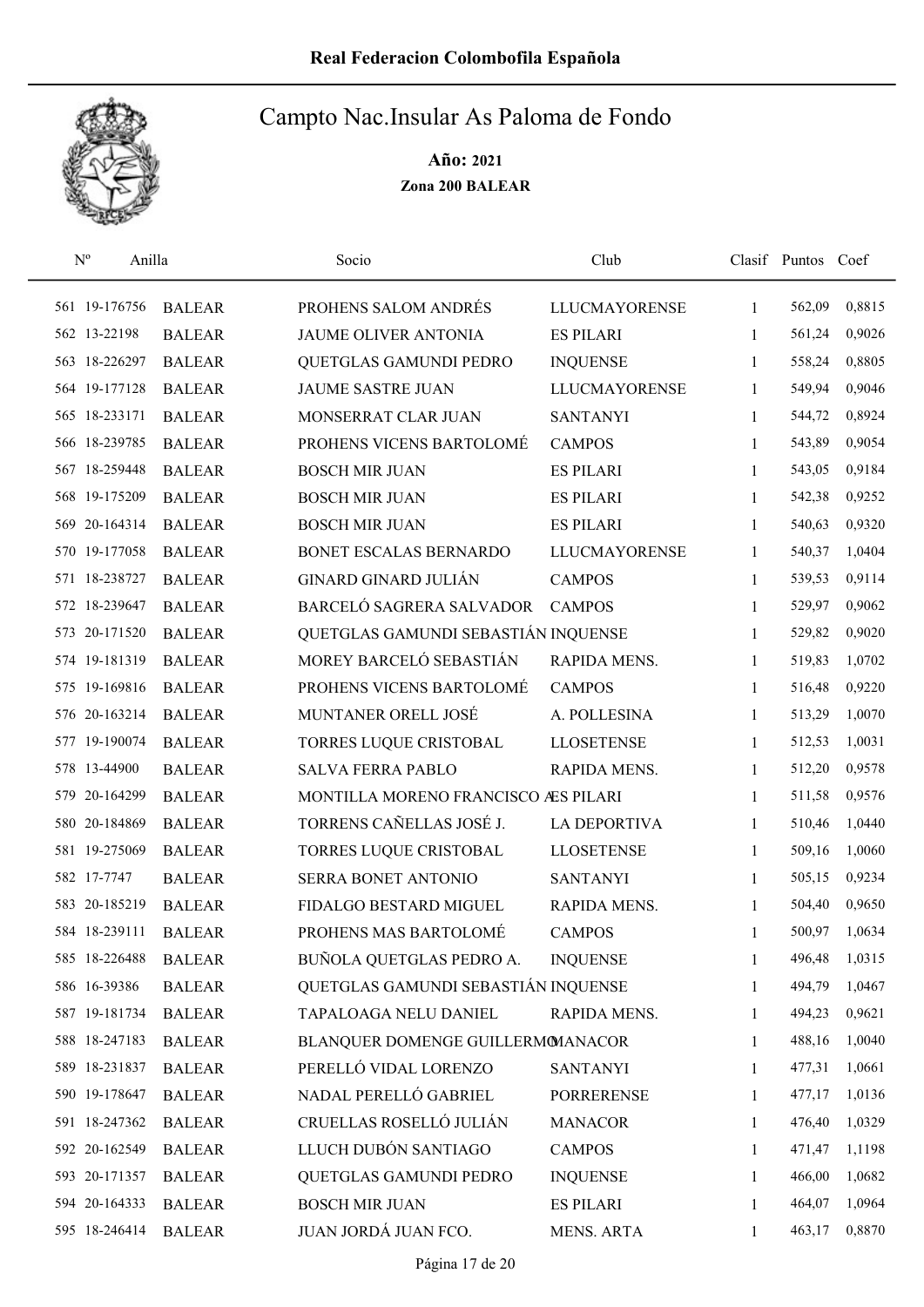# Real Federacion Colombofila Española

## Campto Nac.Insular As Paloma de Fondo

**Año: 2021**

**Zona 200 BALEAR**

| Nº | Anilla | | Socio | Club | Clasif | Puntos | Coef |
|---|---|---|---|---|---|---|---|
| 561 | 19-176756 | BALEAR | PROHENS SALOM ANDRÉS | LLUCMAYORENSE | 1 | 562,09 | 0,8815 |
| 562 | 13-22198 | BALEAR | JAUME OLIVER ANTONIA | ES PILARI | 1 | 561,24 | 0,9026 |
| 563 | 18-226297 | BALEAR | QUETGLAS GAMUNDI PEDRO | INQUENSE | 1 | 558,24 | 0,8805 |
| 564 | 19-177128 | BALEAR | JAUME SASTRE JUAN | LLUCMAYORENSE | 1 | 549,94 | 0,9046 |
| 565 | 18-233171 | BALEAR | MONSERRAT CLAR JUAN | SANTANYI | 1 | 544,72 | 0,8924 |
| 566 | 18-239785 | BALEAR | PROHENS VICENS BARTOLOMÉ | CAMPOS | 1 | 543,89 | 0,9054 |
| 567 | 18-259448 | BALEAR | BOSCH MIR JUAN | ES PILARI | 1 | 543,05 | 0,9184 |
| 568 | 19-175209 | BALEAR | BOSCH MIR JUAN | ES PILARI | 1 | 542,38 | 0,9252 |
| 569 | 20-164314 | BALEAR | BOSCH MIR JUAN | ES PILARI | 1 | 540,63 | 0,9320 |
| 570 | 19-177058 | BALEAR | BONET ESCALAS BERNARDO | LLUCMAYORENSE | 1 | 540,37 | 1,0404 |
| 571 | 18-238727 | BALEAR | GINARD GINARD JULIÁN | CAMPOS | 1 | 539,53 | 0,9114 |
| 572 | 18-239647 | BALEAR | BARCELÓ SAGRERA SALVADOR | CAMPOS | 1 | 529,97 | 0,9062 |
| 573 | 20-171520 | BALEAR | QUETGLAS GAMUNDI SEBASTIÁN | INQUENSE | 1 | 529,82 | 0,9020 |
| 574 | 19-181319 | BALEAR | MOREY BARCELÓ SEBASTIÁN | RAPIDA MENS. | 1 | 519,83 | 1,0702 |
| 575 | 19-169816 | BALEAR | PROHENS VICENS BARTOLOMÉ | CAMPOS | 1 | 516,48 | 0,9220 |
| 576 | 20-163214 | BALEAR | MUNTANER ORELL JOSÉ | A. POLLESINA | 1 | 513,29 | 1,0070 |
| 577 | 19-190074 | BALEAR | TORRES LUQUE CRISTOBAL | LLOSETENSE | 1 | 512,53 | 1,0031 |
| 578 | 13-44900 | BALEAR | SALVA FERRA PABLO | RAPIDA MENS. | 1 | 512,20 | 0,9578 |
| 579 | 20-164299 | BALEAR | MONTILLA MORENO FRANCISCO A | ES PILARI | 1 | 511,58 | 0,9576 |
| 580 | 20-184869 | BALEAR | TORRENS CAÑELLAS JOSÉ J. | LA DEPORTIVA | 1 | 510,46 | 1,0440 |
| 581 | 19-275069 | BALEAR | TORRES LUQUE CRISTOBAL | LLOSETENSE | 1 | 509,16 | 1,0060 |
| 582 | 17-7747 | BALEAR | SERRA BONET ANTONIO | SANTANYI | 1 | 505,15 | 0,9234 |
| 583 | 20-185219 | BALEAR | FIDALGO BESTARD MIGUEL | RAPIDA MENS. | 1 | 504,40 | 0,9650 |
| 584 | 18-239111 | BALEAR | PROHENS MAS BARTOLOMÉ | CAMPOS | 1 | 500,97 | 1,0634 |
| 585 | 18-226488 | BALEAR | BUÑOLA QUETGLAS PEDRO A. | INQUENSE | 1 | 496,48 | 1,0315 |
| 586 | 16-39386 | BALEAR | QUETGLAS GAMUNDI SEBASTIÁN | INQUENSE | 1 | 494,79 | 1,0467 |
| 587 | 19-181734 | BALEAR | TAPALOAGA NELU DANIEL | RAPIDA MENS. | 1 | 494,23 | 0,9621 |
| 588 | 18-247183 | BALEAR | BLANQUER DOMENGE GUILLERMO | MANACOR | 1 | 488,16 | 1,0040 |
| 589 | 18-231837 | BALEAR | PERELLÓ VIDAL LORENZO | SANTANYI | 1 | 477,31 | 1,0661 |
| 590 | 19-178647 | BALEAR | NADAL PERELLÓ GABRIEL | PORRERENSE | 1 | 477,17 | 1,0136 |
| 591 | 18-247362 | BALEAR | CRUELLAS ROSELLÓ JULIÁN | MANACOR | 1 | 476,40 | 1,0329 |
| 592 | 20-162549 | BALEAR | LLUCH DUBÓN SANTIAGO | CAMPOS | 1 | 471,47 | 1,1198 |
| 593 | 20-171357 | BALEAR | QUETGLAS GAMUNDI PEDRO | INQUENSE | 1 | 466,00 | 1,0682 |
| 594 | 20-164333 | BALEAR | BOSCH MIR JUAN | ES PILARI | 1 | 464,07 | 1,0964 |
| 595 | 18-246414 | BALEAR | JUAN JORDÁ JUAN FCO. | MENS. ARTA | 1 | 463,17 | 0,8870 |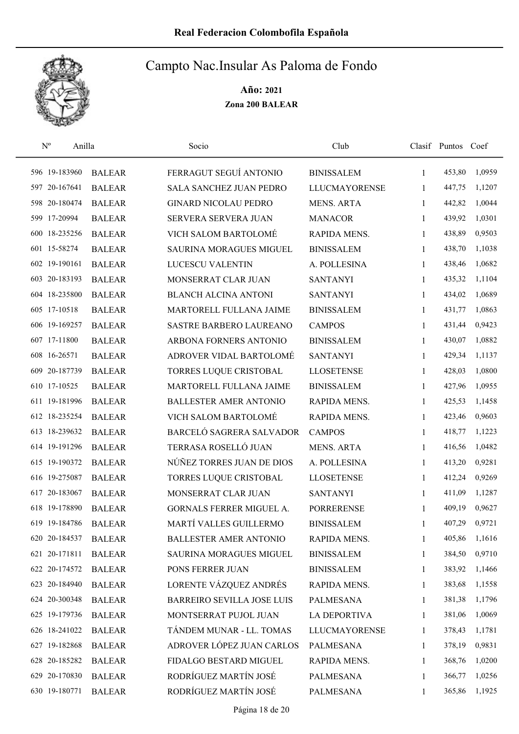Real Federacion Colombofila Española

# Campto Nac.Insular As Paloma de Fondo

**Año: 2021**

**Zona 200 BALEAR**

| Nº | Anilla | | Socio | Club | Clasif | Puntos | Coef |
|---|---|---|---|---|---|---|---|
| 596 | 19-183960 | BALEAR | FERRAGUT SEGUÍ ANTONIO | BINISSALEM | 1 | 453,80 | 1,0959 |
| 597 | 20-167641 | BALEAR | SALA SANCHEZ JUAN PEDRO | LLUCMAYORENSE | 1 | 447,75 | 1,1207 |
| 598 | 20-180474 | BALEAR | GINARD NICOLAU PEDRO | MENS. ARTA | 1 | 442,82 | 1,0044 |
| 599 | 17-20994 | BALEAR | SERVERA SERVERA JUAN | MANACOR | 1 | 439,92 | 1,0301 |
| 600 | 18-235256 | BALEAR | VICH SALOM BARTOLOMÉ | RAPIDA MENS. | 1 | 438,89 | 0,9503 |
| 601 | 15-58274 | BALEAR | SAURINA MORAGUES MIGUEL | BINISSALEM | 1 | 438,70 | 1,1038 |
| 602 | 19-190161 | BALEAR | LUCESCU VALENTIN | A. POLLESINA | 1 | 438,46 | 1,0682 |
| 603 | 20-183193 | BALEAR | MONSERRAT CLAR JUAN | SANTANYI | 1 | 435,32 | 1,1104 |
| 604 | 18-235800 | BALEAR | BLANCH ALCINA ANTONI | SANTANYI | 1 | 434,02 | 1,0689 |
| 605 | 17-10518 | BALEAR | MARTORELL FULLANA JAIME | BINISSALEM | 1 | 431,77 | 1,0863 |
| 606 | 19-169257 | BALEAR | SASTRE BARBERO LAUREANO | CAMPOS | 1 | 431,44 | 0,9423 |
| 607 | 17-11800 | BALEAR | ARBONA FORNERS ANTONIO | BINISSALEM | 1 | 430,07 | 1,0882 |
| 608 | 16-26571 | BALEAR | ADROVER VIDAL BARTOLOMÉ | SANTANYI | 1 | 429,34 | 1,1137 |
| 609 | 20-187739 | BALEAR | TORRES LUQUE CRISTOBAL | LLOSETENSE | 1 | 428,03 | 1,0800 |
| 610 | 17-10525 | BALEAR | MARTORELL FULLANA JAIME | BINISSALEM | 1 | 427,96 | 1,0955 |
| 611 | 19-181996 | BALEAR | BALLESTER AMER ANTONIO | RAPIDA MENS. | 1 | 425,53 | 1,1458 |
| 612 | 18-235254 | BALEAR | VICH SALOM BARTOLOMÉ | RAPIDA MENS. | 1 | 423,46 | 0,9603 |
| 613 | 18-239632 | BALEAR | BARCELÓ SAGRERA SALVADOR | CAMPOS | 1 | 418,77 | 1,1223 |
| 614 | 19-191296 | BALEAR | TERRASA ROSELLÓ JUAN | MENS. ARTA | 1 | 416,56 | 1,0482 |
| 615 | 19-190372 | BALEAR | NÚÑEZ TORRES JUAN DE DIOS | A. POLLESINA | 1 | 413,20 | 0,9281 |
| 616 | 19-275087 | BALEAR | TORRES LUQUE CRISTOBAL | LLOSETENSE | 1 | 412,24 | 0,9269 |
| 617 | 20-183067 | BALEAR | MONSERRAT CLAR JUAN | SANTANYI | 1 | 411,09 | 1,1287 |
| 618 | 19-178890 | BALEAR | GORNALS FERRER MIGUEL A. | PORRERENSE | 1 | 409,19 | 0,9627 |
| 619 | 19-184786 | BALEAR | MARTÍ VALLES GUILLERMO | BINISSALEM | 1 | 407,29 | 0,9721 |
| 620 | 20-184537 | BALEAR | BALLESTER AMER ANTONIO | RAPIDA MENS. | 1 | 405,86 | 1,1616 |
| 621 | 20-171811 | BALEAR | SAURINA MORAGUES MIGUEL | BINISSALEM | 1 | 384,50 | 0,9710 |
| 622 | 20-174572 | BALEAR | PONS FERRER JUAN | BINISSALEM | 1 | 383,92 | 1,1466 |
| 623 | 20-184940 | BALEAR | LORENTE VÁZQUEZ ANDRÉS | RAPIDA MENS. | 1 | 383,68 | 1,1558 |
| 624 | 20-300348 | BALEAR | BARREIRO SEVILLA JOSE LUIS | PALMESANA | 1 | 381,38 | 1,1796 |
| 625 | 19-179736 | BALEAR | MONTSERRAT PUJOL JUAN | LA DEPORTIVA | 1 | 381,06 | 1,0069 |
| 626 | 18-241022 | BALEAR | TÁNDEM MUNAR - LL. TOMAS | LLUCMAYORENSE | 1 | 378,43 | 1,1781 |
| 627 | 19-182868 | BALEAR | ADROVER LÓPEZ JUAN CARLOS | PALMESANA | 1 | 378,19 | 0,9831 |
| 628 | 20-185282 | BALEAR | FIDALGO BESTARD MIGUEL | RAPIDA MENS. | 1 | 368,76 | 1,0200 |
| 629 | 20-170830 | BALEAR | RODRÍGUEZ MARTÍN JOSÉ | PALMESANA | 1 | 366,77 | 1,0256 |
| 630 | 19-180771 | BALEAR | RODRÍGUEZ MARTÍN JOSÉ | PALMESANA | 1 | 365,86 | 1,1925 |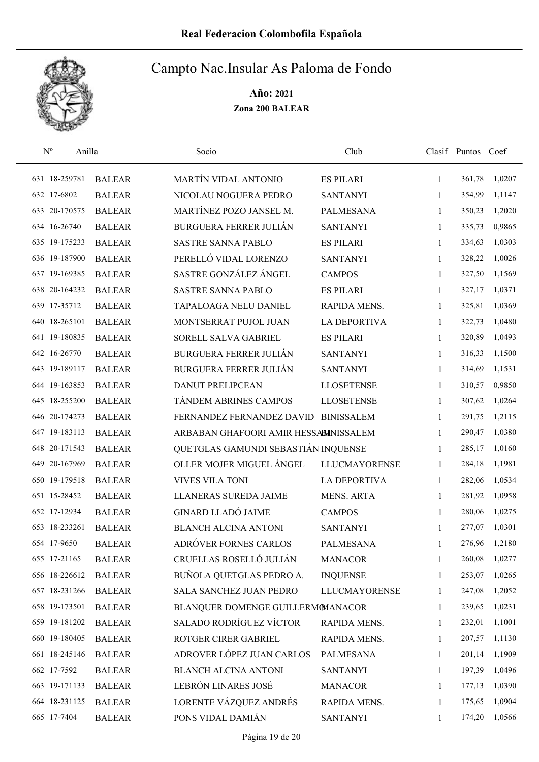# Campto Nac.Insular As Paloma de Fondo

**Año: 2021**

**Zona 200 BALEAR**

| Nº | Anilla | | Socio | Club | Clasif | Puntos | Coef |
|---|---|---|---|---|---|---|---|
| 631 | 18-259781 | BALEAR | MARTÍN VIDAL ANTONIO | ES PILARI | 1 | 361,78 | 1,0207 |
| 632 | 17-6802 | BALEAR | NICOLAU NOGUERA PEDRO | SANTANYI | 1 | 354,99 | 1,1147 |
| 633 | 20-170575 | BALEAR | MARTÍNEZ POZO JANSEL M. | PALMESANA | 1 | 350,23 | 1,2020 |
| 634 | 16-26740 | BALEAR | BURGUERA FERRER JULIÁN | SANTANYI | 1 | 335,73 | 0,9865 |
| 635 | 19-175233 | BALEAR | SASTRE SANNA PABLO | ES PILARI | 1 | 334,63 | 1,0303 |
| 636 | 19-187900 | BALEAR | PERELLÓ VIDAL LORENZO | SANTANYI | 1 | 328,22 | 1,0026 |
| 637 | 19-169385 | BALEAR | SASTRE GONZÁLEZ ÁNGEL | CAMPOS | 1 | 327,50 | 1,1569 |
| 638 | 20-164232 | BALEAR | SASTRE SANNA PABLO | ES PILARI | 1 | 327,17 | 1,0371 |
| 639 | 17-35712 | BALEAR | TAPALOAGA NELU DANIEL | RAPIDA MENS. | 1 | 325,81 | 1,0369 |
| 640 | 18-265101 | BALEAR | MONTSERRAT PUJOL JUAN | LA DEPORTIVA | 1 | 322,73 | 1,0480 |
| 641 | 19-180835 | BALEAR | SORELL SALVA GABRIEL | ES PILARI | 1 | 320,89 | 1,0493 |
| 642 | 16-26770 | BALEAR | BURGUERA FERRER JULIÁN | SANTANYI | 1 | 316,33 | 1,1500 |
| 643 | 19-189117 | BALEAR | BURGUERA FERRER JULIÁN | SANTANYI | 1 | 314,69 | 1,1531 |
| 644 | 19-163853 | BALEAR | DANUT PRELIPCEAN | LLOSETENSE | 1 | 310,57 | 0,9850 |
| 645 | 18-255200 | BALEAR | TÁNDEM ABRINES CAMPOS | LLOSETENSE | 1 | 307,62 | 1,0264 |
| 646 | 20-174273 | BALEAR | FERNANDEZ FERNANDEZ DAVID | BINISSALEM | 1 | 291,75 | 1,2115 |
| 647 | 19-183113 | BALEAR | ARBABAN GHAFOORI AMIR HESSAM | BINISSALEM | 1 | 290,47 | 1,0380 |
| 648 | 20-171543 | BALEAR | QUETGLAS GAMUNDI SEBASTIÁN | INQUENSE | 1 | 285,17 | 1,0160 |
| 649 | 20-167969 | BALEAR | OLLER MOJER MIGUEL ÁNGEL | LLUCMAYORENSE | 1 | 284,18 | 1,1981 |
| 650 | 19-179518 | BALEAR | VIVES VILA TONI | LA DEPORTIVA | 1 | 282,06 | 1,0534 |
| 651 | 15-28452 | BALEAR | LLANERAS SUREDA JAIME | MENS. ARTA | 1 | 281,92 | 1,0958 |
| 652 | 17-12934 | BALEAR | GINARD LLADÓ JAIME | CAMPOS | 1 | 280,06 | 1,0275 |
| 653 | 18-233261 | BALEAR | BLANCH ALCINA ANTONI | SANTANYI | 1 | 277,07 | 1,0301 |
| 654 | 17-9650 | BALEAR | ADRÓVER FORNES CARLOS | PALMESANA | 1 | 276,96 | 1,2180 |
| 655 | 17-21165 | BALEAR | CRUELLAS ROSELLÓ JULIÁN | MANACOR | 1 | 260,08 | 1,0277 |
| 656 | 18-226612 | BALEAR | BUÑOLA QUETGLAS PEDRO A. | INQUENSE | 1 | 253,07 | 1,0265 |
| 657 | 18-231266 | BALEAR | SALA SANCHEZ JUAN PEDRO | LLUCMAYORENSE | 1 | 247,08 | 1,2052 |
| 658 | 19-173501 | BALEAR | BLANQUER DOMENGE GUILLERMO | MANACOR | 1 | 239,65 | 1,0231 |
| 659 | 19-181202 | BALEAR | SALADO RODRÍGUEZ VÍCTOR | RAPIDA MENS. | 1 | 232,01 | 1,1001 |
| 660 | 19-180405 | BALEAR | ROTGER CIRER GABRIEL | RAPIDA MENS. | 1 | 207,57 | 1,1130 |
| 661 | 18-245146 | BALEAR | ADROVER LÓPEZ JUAN CARLOS | PALMESANA | 1 | 201,14 | 1,1909 |
| 662 | 17-7592 | BALEAR | BLANCH ALCINA ANTONI | SANTANYI | 1 | 197,39 | 1,0496 |
| 663 | 19-171133 | BALEAR | LEBRÓN LINARES JOSÉ | MANACOR | 1 | 177,13 | 1,0390 |
| 664 | 18-231125 | BALEAR | LORENTE VÁZQUEZ ANDRÉS | RAPIDA MENS. | 1 | 175,65 | 1,0904 |
| 665 | 17-7404 | BALEAR | PONS VIDAL DAMIÁN | SANTANYI | 1 | 174,20 | 1,0566 |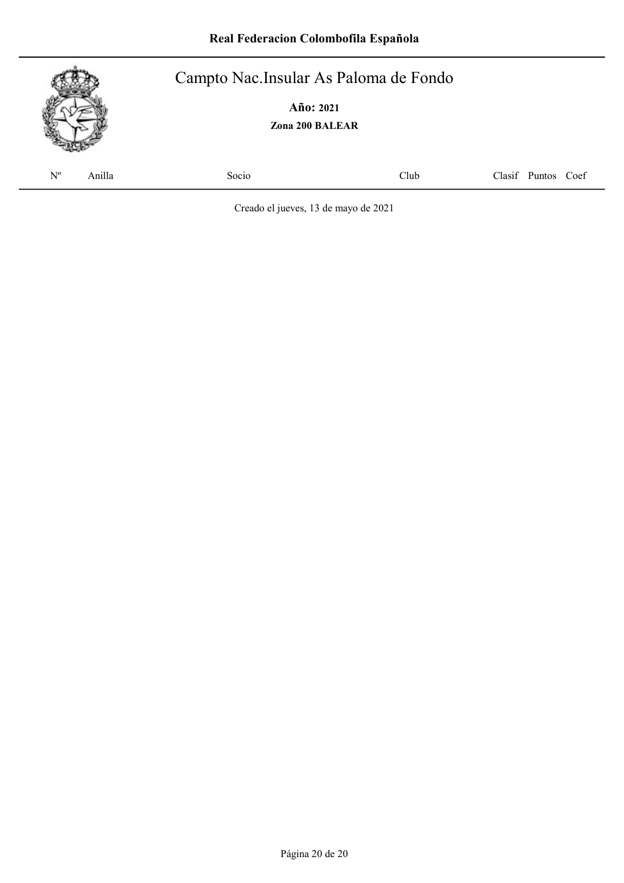**Real Federacion Colombofila Española**

# Campto Nac.Insular As Paloma de Fondo

**Año: 2021**

**Zona 200 BALEAR**

| Nº | Anilla | Socio | Club | Clasif | Puntos | Coef |
|---|---|---|---|---|---|---|

Creado el jueves, 13 de mayo de 2021